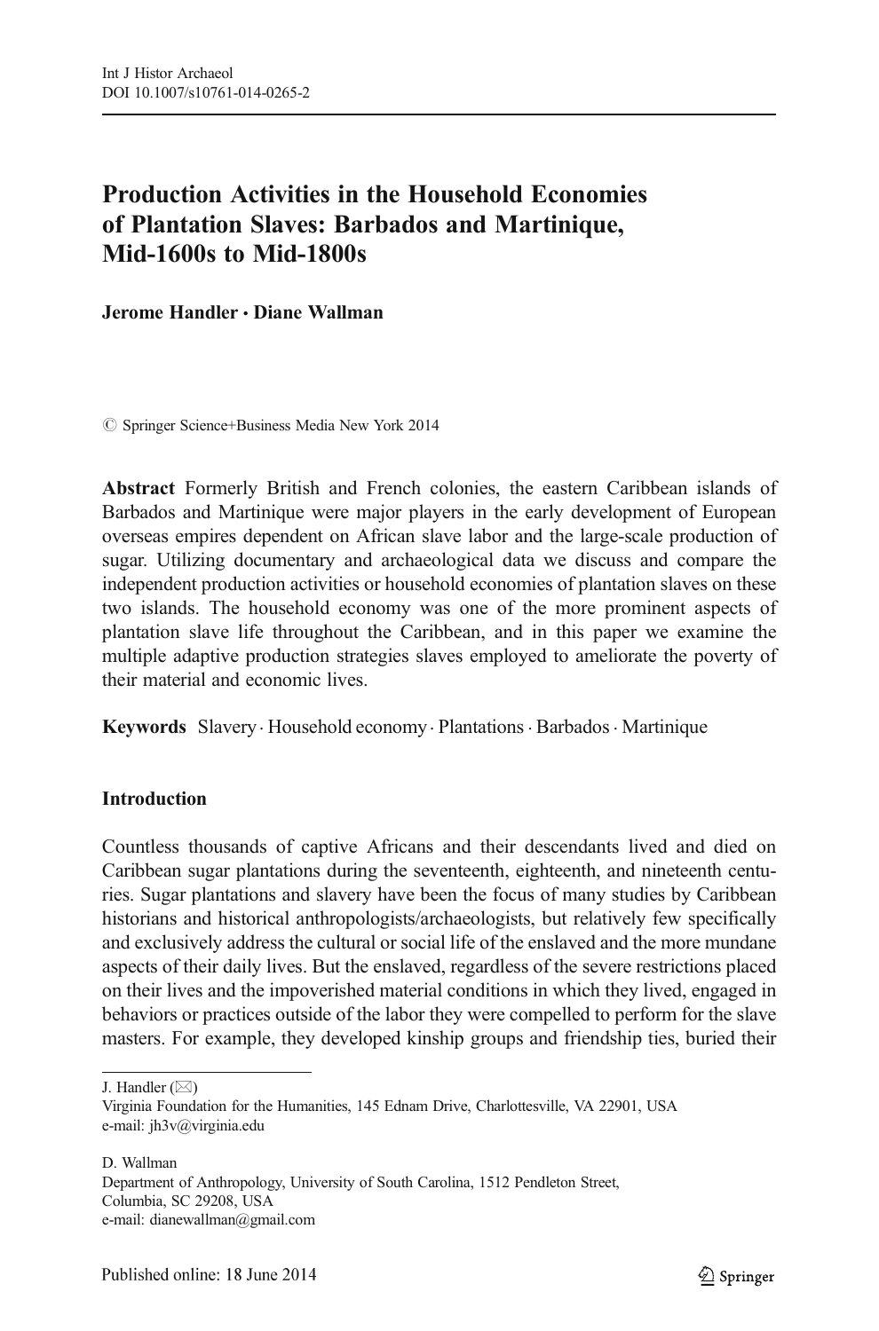Int J Histor Archaeol
DOI 10.1007/s10761-014-0265-2

# Production Activities in the Household Economies of Plantation Slaves: Barbados and Martinique, Mid-1600s to Mid-1800s

**Jerome Handler · Diane Wallman**

© Springer Science+Business Media New York 2014

**Abstract** Formerly British and French colonies, the eastern Caribbean islands of Barbados and Martinique were major players in the early development of European overseas empires dependent on African slave labor and the large-scale production of sugar. Utilizing documentary and archaeological data we discuss and compare the independent production activities or household economies of plantation slaves on these two islands. The household economy was one of the more prominent aspects of plantation slave life throughout the Caribbean, and in this paper we examine the multiple adaptive production strategies slaves employed to ameliorate the poverty of their material and economic lives.

**Keywords** Slavery · Household economy · Plantations · Barbados · Martinique

## Introduction

Countless thousands of captive Africans and their descendants lived and died on Caribbean sugar plantations during the seventeenth, eighteenth, and nineteenth centuries. Sugar plantations and slavery have been the focus of many studies by Caribbean historians and historical anthropologists/archaeologists, but relatively few specifically and exclusively address the cultural or social life of the enslaved and the more mundane aspects of their daily lives. But the enslaved, regardless of the severe restrictions placed on their lives and the impoverished material conditions in which they lived, engaged in behaviors or practices outside of the labor they were compelled to perform for the slave masters. For example, they developed kinship groups and friendship ties, buried their

J. Handler (✉)
Virginia Foundation for the Humanities, 145 Ednam Drive, Charlottesville, VA 22901, USA
e-mail: jh3v@virginia.edu

D. Wallman
Department of Anthropology, University of South Carolina, 1512 Pendleton Street, Columbia, SC 29208, USA
e-mail: dianewallman@gmail.com

Published online: 18 June 2014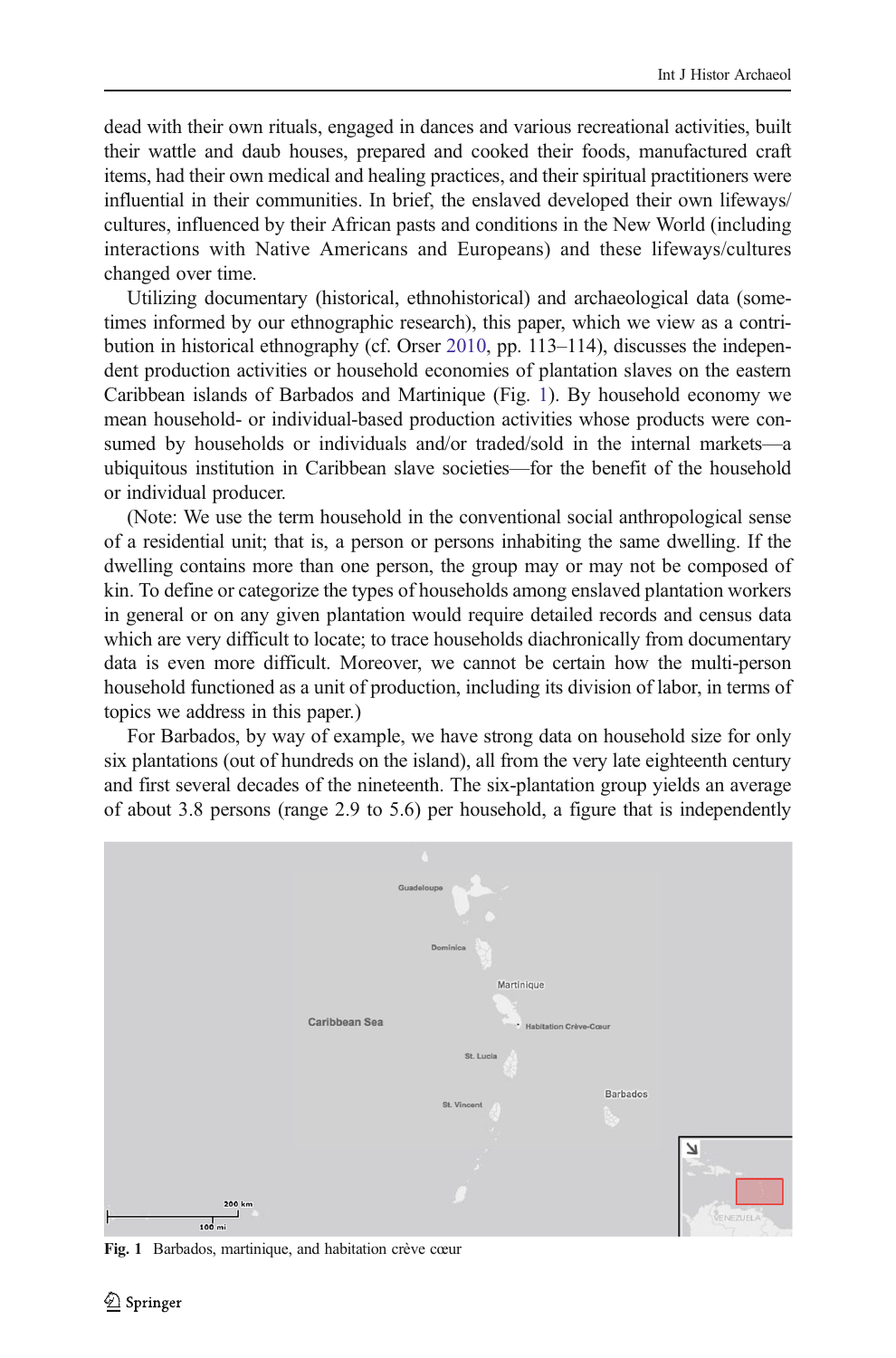dead with their own rituals, engaged in dances and various recreational activities, built their wattle and daub houses, prepared and cooked their foods, manufactured craft items, had their own medical and healing practices, and their spiritual practitioners were influential in their communities. In brief, the enslaved developed their own lifeways/ cultures, influenced by their African pasts and conditions in the New World (including interactions with Native Americans and Europeans) and these lifeways/cultures changed over time.

Utilizing documentary (historical, ethnohistorical) and archaeological data (sometimes informed by our ethnographic research), this paper, which we view as a contribution in historical ethnography (cf. Orser 2010, pp. 113–114), discusses the independent production activities or household economies of plantation slaves on the eastern Caribbean islands of Barbados and Martinique (Fig. 1). By household economy we mean household- or individual-based production activities whose products were consumed by households or individuals and/or traded/sold in the internal markets—a ubiquitous institution in Caribbean slave societies—for the benefit of the household or individual producer.

(Note: We use the term household in the conventional social anthropological sense of a residential unit; that is, a person or persons inhabiting the same dwelling. If the dwelling contains more than one person, the group may or may not be composed of kin. To define or categorize the types of households among enslaved plantation workers in general or on any given plantation would require detailed records and census data which are very difficult to locate; to trace households diachronically from documentary data is even more difficult. Moreover, we cannot be certain how the multi-person household functioned as a unit of production, including its division of labor, in terms of topics we address in this paper.)

For Barbados, by way of example, we have strong data on household size for only six plantations (out of hundreds on the island), all from the very late eighteenth century and first several decades of the nineteenth. The six-plantation group yields an average of about 3.8 persons (range 2.9 to 5.6) per household, a figure that is independently

Guadeloupe
Dominica
Martinique
Caribbean Sea
Habitation Crève-Cœur
St. Lucia
St. Vincent
Barbados
200 km
100 mi
VENEZUELA

**Fig. 1** Barbados, martinique, and habitation crève cœur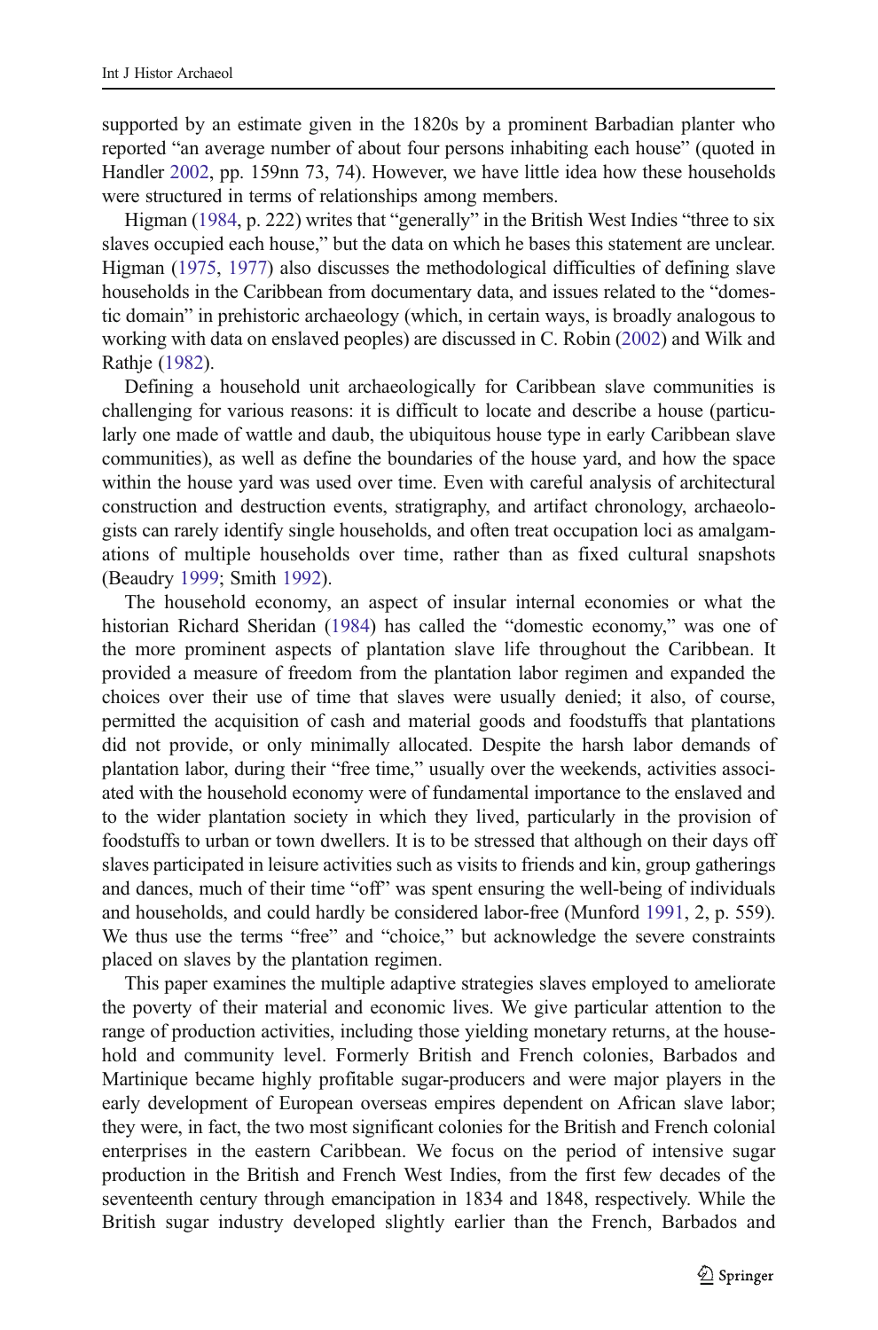supported by an estimate given in the 1820s by a prominent Barbadian planter who reported "an average number of about four persons inhabiting each house" (quoted in Handler 2002, pp. 159nn 73, 74). However, we have little idea how these households were structured in terms of relationships among members.

Higman (1984, p. 222) writes that "generally" in the British West Indies "three to six slaves occupied each house," but the data on which he bases this statement are unclear. Higman (1975, 1977) also discusses the methodological difficulties of defining slave households in the Caribbean from documentary data, and issues related to the "domestic domain" in prehistoric archaeology (which, in certain ways, is broadly analogous to working with data on enslaved peoples) are discussed in C. Robin (2002) and Wilk and Rathje (1982).

Defining a household unit archaeologically for Caribbean slave communities is challenging for various reasons: it is difficult to locate and describe a house (particularly one made of wattle and daub, the ubiquitous house type in early Caribbean slave communities), as well as define the boundaries of the house yard, and how the space within the house yard was used over time. Even with careful analysis of architectural construction and destruction events, stratigraphy, and artifact chronology, archaeologists can rarely identify single households, and often treat occupation loci as amalgamations of multiple households over time, rather than as fixed cultural snapshots (Beaudry 1999; Smith 1992).

The household economy, an aspect of insular internal economies or what the historian Richard Sheridan (1984) has called the "domestic economy," was one of the more prominent aspects of plantation slave life throughout the Caribbean. It provided a measure of freedom from the plantation labor regimen and expanded the choices over their use of time that slaves were usually denied; it also, of course, permitted the acquisition of cash and material goods and foodstuffs that plantations did not provide, or only minimally allocated. Despite the harsh labor demands of plantation labor, during their "free time," usually over the weekends, activities associated with the household economy were of fundamental importance to the enslaved and to the wider plantation society in which they lived, particularly in the provision of foodstuffs to urban or town dwellers. It is to be stressed that although on their days off slaves participated in leisure activities such as visits to friends and kin, group gatherings and dances, much of their time "off" was spent ensuring the well-being of individuals and households, and could hardly be considered labor-free (Munford 1991, 2, p. 559). We thus use the terms "free" and "choice," but acknowledge the severe constraints placed on slaves by the plantation regimen.

This paper examines the multiple adaptive strategies slaves employed to ameliorate the poverty of their material and economic lives. We give particular attention to the range of production activities, including those yielding monetary returns, at the household and community level. Formerly British and French colonies, Barbados and Martinique became highly profitable sugar-producers and were major players in the early development of European overseas empires dependent on African slave labor; they were, in fact, the two most significant colonies for the British and French colonial enterprises in the eastern Caribbean. We focus on the period of intensive sugar production in the British and French West Indies, from the first few decades of the seventeenth century through emancipation in 1834 and 1848, respectively. While the British sugar industry developed slightly earlier than the French, Barbados and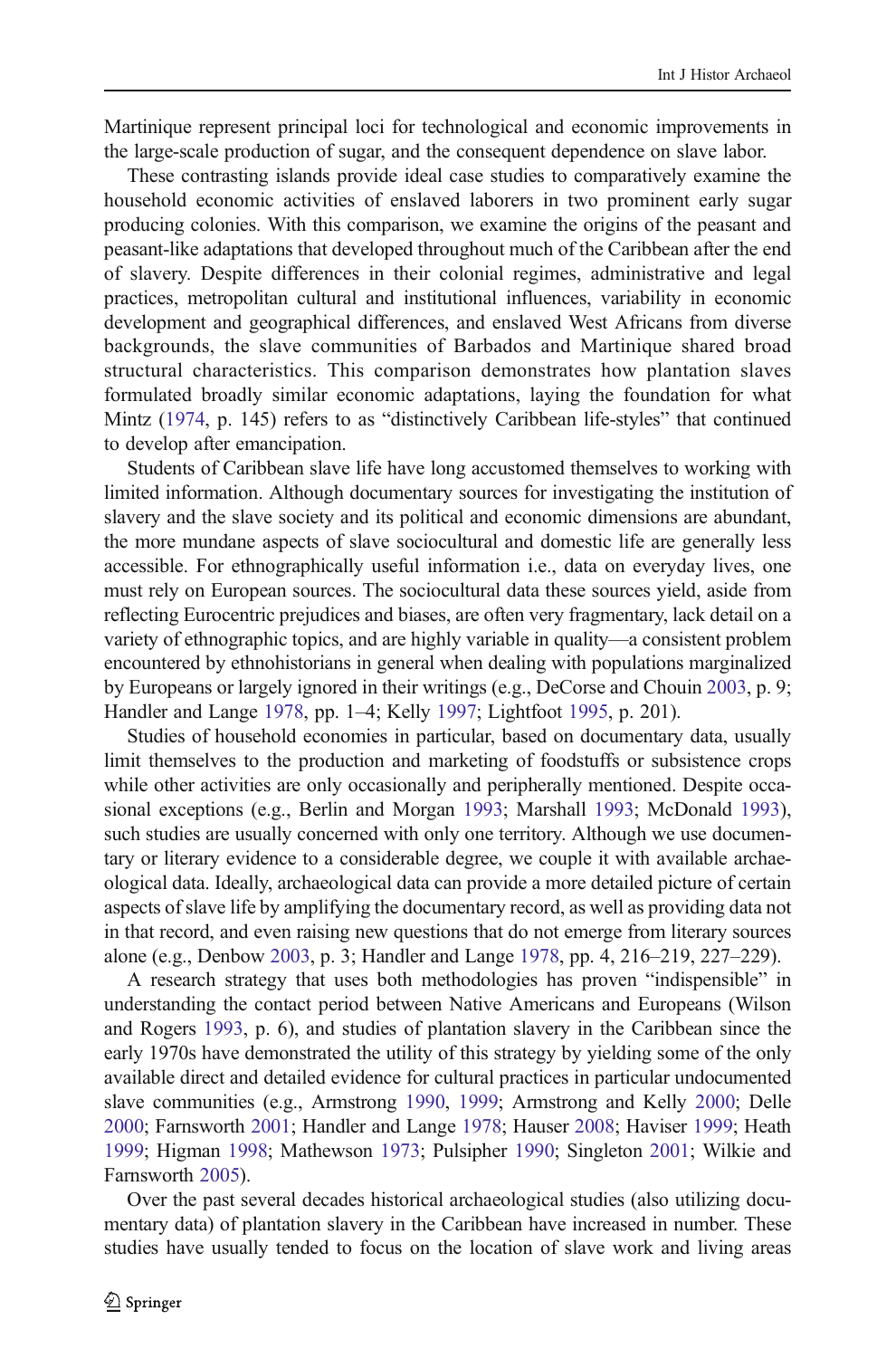Martinique represent principal loci for technological and economic improvements in the large-scale production of sugar, and the consequent dependence on slave labor.

These contrasting islands provide ideal case studies to comparatively examine the household economic activities of enslaved laborers in two prominent early sugar producing colonies. With this comparison, we examine the origins of the peasant and peasant-like adaptations that developed throughout much of the Caribbean after the end of slavery. Despite differences in their colonial regimes, administrative and legal practices, metropolitan cultural and institutional influences, variability in economic development and geographical differences, and enslaved West Africans from diverse backgrounds, the slave communities of Barbados and Martinique shared broad structural characteristics. This comparison demonstrates how plantation slaves formulated broadly similar economic adaptations, laying the foundation for what Mintz (1974, p. 145) refers to as "distinctively Caribbean life-styles" that continued to develop after emancipation.

Students of Caribbean slave life have long accustomed themselves to working with limited information. Although documentary sources for investigating the institution of slavery and the slave society and its political and economic dimensions are abundant, the more mundane aspects of slave sociocultural and domestic life are generally less accessible. For ethnographically useful information i.e., data on everyday lives, one must rely on European sources. The sociocultural data these sources yield, aside from reflecting Eurocentric prejudices and biases, are often very fragmentary, lack detail on a variety of ethnographic topics, and are highly variable in quality—a consistent problem encountered by ethnohistorians in general when dealing with populations marginalized by Europeans or largely ignored in their writings (e.g., DeCorse and Chouin 2003, p. 9; Handler and Lange 1978, pp. 1–4; Kelly 1997; Lightfoot 1995, p. 201).

Studies of household economies in particular, based on documentary data, usually limit themselves to the production and marketing of foodstuffs or subsistence crops while other activities are only occasionally and peripherally mentioned. Despite occasional exceptions (e.g., Berlin and Morgan 1993; Marshall 1993; McDonald 1993), such studies are usually concerned with only one territory. Although we use documentary or literary evidence to a considerable degree, we couple it with available archaeological data. Ideally, archaeological data can provide a more detailed picture of certain aspects of slave life by amplifying the documentary record, as well as providing data not in that record, and even raising new questions that do not emerge from literary sources alone (e.g., Denbow 2003, p. 3; Handler and Lange 1978, pp. 4, 216–219, 227–229).

A research strategy that uses both methodologies has proven "indispensible" in understanding the contact period between Native Americans and Europeans (Wilson and Rogers 1993, p. 6), and studies of plantation slavery in the Caribbean since the early 1970s have demonstrated the utility of this strategy by yielding some of the only available direct and detailed evidence for cultural practices in particular undocumented slave communities (e.g., Armstrong 1990, 1999; Armstrong and Kelly 2000; Delle 2000; Farnsworth 2001; Handler and Lange 1978; Hauser 2008; Haviser 1999; Heath 1999; Higman 1998; Mathewson 1973; Pulsipher 1990; Singleton 2001; Wilkie and Farnsworth 2005).

Over the past several decades historical archaeological studies (also utilizing documentary data) of plantation slavery in the Caribbean have increased in number. These studies have usually tended to focus on the location of slave work and living areas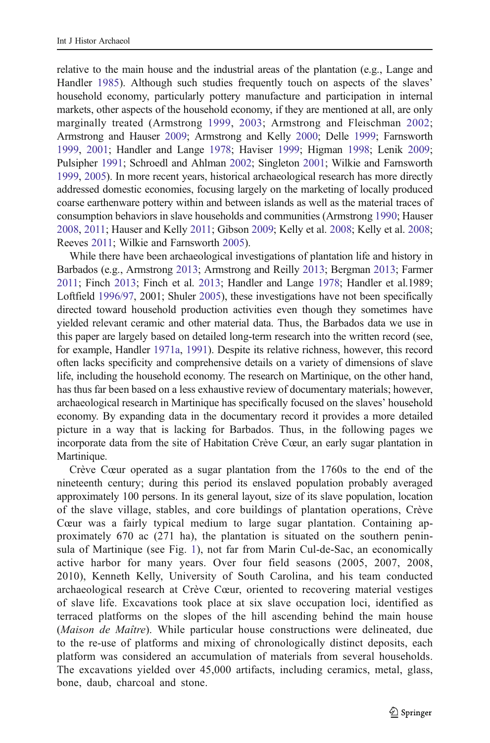relative to the main house and the industrial areas of the plantation (e.g., Lange and Handler 1985). Although such studies frequently touch on aspects of the slaves' household economy, particularly pottery manufacture and participation in internal markets, other aspects of the household economy, if they are mentioned at all, are only marginally treated (Armstrong 1999, 2003; Armstrong and Fleischman 2002; Armstrong and Hauser 2009; Armstrong and Kelly 2000; Delle 1999; Farnsworth 1999, 2001; Handler and Lange 1978; Haviser 1999; Higman 1998; Lenik 2009; Pulsipher 1991; Schroedl and Ahlman 2002; Singleton 2001; Wilkie and Farnsworth 1999, 2005). In more recent years, historical archaeological research has more directly addressed domestic economies, focusing largely on the marketing of locally produced coarse earthenware pottery within and between islands as well as the material traces of consumption behaviors in slave households and communities (Armstrong 1990; Hauser 2008, 2011; Hauser and Kelly 2011; Gibson 2009; Kelly et al. 2008; Kelly et al. 2008; Reeves 2011; Wilkie and Farnsworth 2005).

While there have been archaeological investigations of plantation life and history in Barbados (e.g., Armstrong 2013; Armstrong and Reilly 2013; Bergman 2013; Farmer 2011; Finch 2013; Finch et al. 2013; Handler and Lange 1978; Handler et al.1989; Loftfield 1996/97, 2001; Shuler 2005), these investigations have not been specifically directed toward household production activities even though they sometimes have yielded relevant ceramic and other material data. Thus, the Barbados data we use in this paper are largely based on detailed long-term research into the written record (see, for example, Handler 1971a, 1991). Despite its relative richness, however, this record often lacks specificity and comprehensive details on a variety of dimensions of slave life, including the household economy. The research on Martinique, on the other hand, has thus far been based on a less exhaustive review of documentary materials; however, archaeological research in Martinique has specifically focused on the slaves' household economy. By expanding data in the documentary record it provides a more detailed picture in a way that is lacking for Barbados. Thus, in the following pages we incorporate data from the site of Habitation Crève Cœur, an early sugar plantation in Martinique.

Crève Cœur operated as a sugar plantation from the 1760s to the end of the nineteenth century; during this period its enslaved population probably averaged approximately 100 persons. In its general layout, size of its slave population, location of the slave village, stables, and core buildings of plantation operations, Crève Cœur was a fairly typical medium to large sugar plantation. Containing approximately 670 ac (271 ha), the plantation is situated on the southern peninsula of Martinique (see Fig. 1), not far from Marin Cul-de-Sac, an economically active harbor for many years. Over four field seasons (2005, 2007, 2008, 2010), Kenneth Kelly, University of South Carolina, and his team conducted archaeological research at Crève Cœur, oriented to recovering material vestiges of slave life. Excavations took place at six slave occupation loci, identified as terraced platforms on the slopes of the hill ascending behind the main house (*Maison de Maître*). While particular house constructions were delineated, due to the re-use of platforms and mixing of chronologically distinct deposits, each platform was considered an accumulation of materials from several households. The excavations yielded over 45,000 artifacts, including ceramics, metal, glass, bone, daub, charcoal and stone.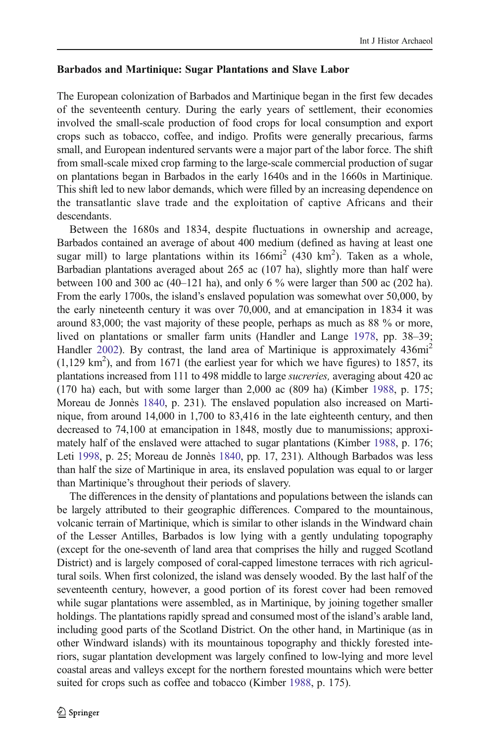**Barbados and Martinique: Sugar Plantations and Slave Labor**

The European colonization of Barbados and Martinique began in the first few decades of the seventeenth century. During the early years of settlement, their economies involved the small-scale production of food crops for local consumption and export crops such as tobacco, coffee, and indigo. Profits were generally precarious, farms small, and European indentured servants were a major part of the labor force. The shift from small-scale mixed crop farming to the large-scale commercial production of sugar on plantations began in Barbados in the early 1640s and in the 1660s in Martinique. This shift led to new labor demands, which were filled by an increasing dependence on the transatlantic slave trade and the exploitation of captive Africans and their descendants.

Between the 1680s and 1834, despite fluctuations in ownership and acreage, Barbados contained an average of about 400 medium (defined as having at least one sugar mill) to large plantations within its 166mi$^2$ (430 km$^2$). Taken as a whole, Barbadian plantations averaged about 265 ac (107 ha), slightly more than half were between 100 and 300 ac (40–121 ha), and only 6 % were larger than 500 ac (202 ha). From the early 1700s, the island's enslaved population was somewhat over 50,000, by the early nineteenth century it was over 70,000, and at emancipation in 1834 it was around 83,000; the vast majority of these people, perhaps as much as 88 % or more, lived on plantations or smaller farm units (Handler and Lange 1978, pp. 38–39; Handler 2002). By contrast, the land area of Martinique is approximately 436mi$^2$ (1,129 km$^2$), and from 1671 (the earliest year for which we have figures) to 1857, its plantations increased from 111 to 498 middle to large *sucreries,* averaging about 420 ac (170 ha) each, but with some larger than 2,000 ac (809 ha) (Kimber 1988, p. 175; Moreau de Jonnès 1840, p. 231). The enslaved population also increased on Martinique, from around 14,000 in 1,700 to 83,416 in the late eighteenth century, and then decreased to 74,100 at emancipation in 1848, mostly due to manumissions; approximately half of the enslaved were attached to sugar plantations (Kimber 1988, p. 176; Leti 1998, p. 25; Moreau de Jonnès 1840, pp. 17, 231). Although Barbados was less than half the size of Martinique in area, its enslaved population was equal to or larger than Martinique's throughout their periods of slavery.

The differences in the density of plantations and populations between the islands can be largely attributed to their geographic differences. Compared to the mountainous, volcanic terrain of Martinique, which is similar to other islands in the Windward chain of the Lesser Antilles, Barbados is low lying with a gently undulating topography (except for the one-seventh of land area that comprises the hilly and rugged Scotland District) and is largely composed of coral-capped limestone terraces with rich agricultural soils. When first colonized, the island was densely wooded. By the last half of the seventeenth century, however, a good portion of its forest cover had been removed while sugar plantations were assembled, as in Martinique, by joining together smaller holdings. The plantations rapidly spread and consumed most of the island's arable land, including good parts of the Scotland District. On the other hand, in Martinique (as in other Windward islands) with its mountainous topography and thickly forested interiors, sugar plantation development was largely confined to low-lying and more level coastal areas and valleys except for the northern forested mountains which were better suited for crops such as coffee and tobacco (Kimber 1988, p. 175).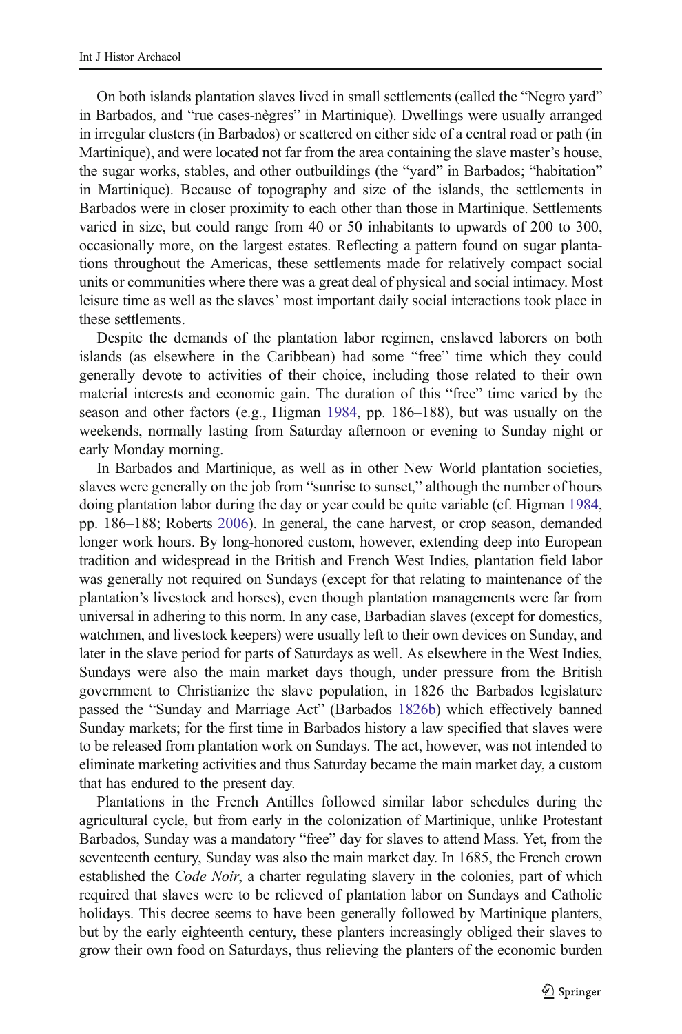On both islands plantation slaves lived in small settlements (called the "Negro yard" in Barbados, and "rue cases-nègres" in Martinique). Dwellings were usually arranged in irregular clusters (in Barbados) or scattered on either side of a central road or path (in Martinique), and were located not far from the area containing the slave master's house, the sugar works, stables, and other outbuildings (the "yard" in Barbados; "habitation" in Martinique). Because of topography and size of the islands, the settlements in Barbados were in closer proximity to each other than those in Martinique. Settlements varied in size, but could range from 40 or 50 inhabitants to upwards of 200 to 300, occasionally more, on the largest estates. Reflecting a pattern found on sugar plantations throughout the Americas, these settlements made for relatively compact social units or communities where there was a great deal of physical and social intimacy. Most leisure time as well as the slaves' most important daily social interactions took place in these settlements.

Despite the demands of the plantation labor regimen, enslaved laborers on both islands (as elsewhere in the Caribbean) had some "free" time which they could generally devote to activities of their choice, including those related to their own material interests and economic gain. The duration of this "free" time varied by the season and other factors (e.g., Higman 1984, pp. 186–188), but was usually on the weekends, normally lasting from Saturday afternoon or evening to Sunday night or early Monday morning.

In Barbados and Martinique, as well as in other New World plantation societies, slaves were generally on the job from "sunrise to sunset," although the number of hours doing plantation labor during the day or year could be quite variable (cf. Higman 1984, pp. 186–188; Roberts 2006). In general, the cane harvest, or crop season, demanded longer work hours. By long-honored custom, however, extending deep into European tradition and widespread in the British and French West Indies, plantation field labor was generally not required on Sundays (except for that relating to maintenance of the plantation's livestock and horses), even though plantation managements were far from universal in adhering to this norm. In any case, Barbadian slaves (except for domestics, watchmen, and livestock keepers) were usually left to their own devices on Sunday, and later in the slave period for parts of Saturdays as well. As elsewhere in the West Indies, Sundays were also the main market days though, under pressure from the British government to Christianize the slave population, in 1826 the Barbados legislature passed the "Sunday and Marriage Act" (Barbados 1826b) which effectively banned Sunday markets; for the first time in Barbados history a law specified that slaves were to be released from plantation work on Sundays. The act, however, was not intended to eliminate marketing activities and thus Saturday became the main market day, a custom that has endured to the present day.

Plantations in the French Antilles followed similar labor schedules during the agricultural cycle, but from early in the colonization of Martinique, unlike Protestant Barbados, Sunday was a mandatory "free" day for slaves to attend Mass. Yet, from the seventeenth century, Sunday was also the main market day. In 1685, the French crown established the *Code Noir*, a charter regulating slavery in the colonies, part of which required that slaves were to be relieved of plantation labor on Sundays and Catholic holidays. This decree seems to have been generally followed by Martinique planters, but by the early eighteenth century, these planters increasingly obliged their slaves to grow their own food on Saturdays, thus relieving the planters of the economic burden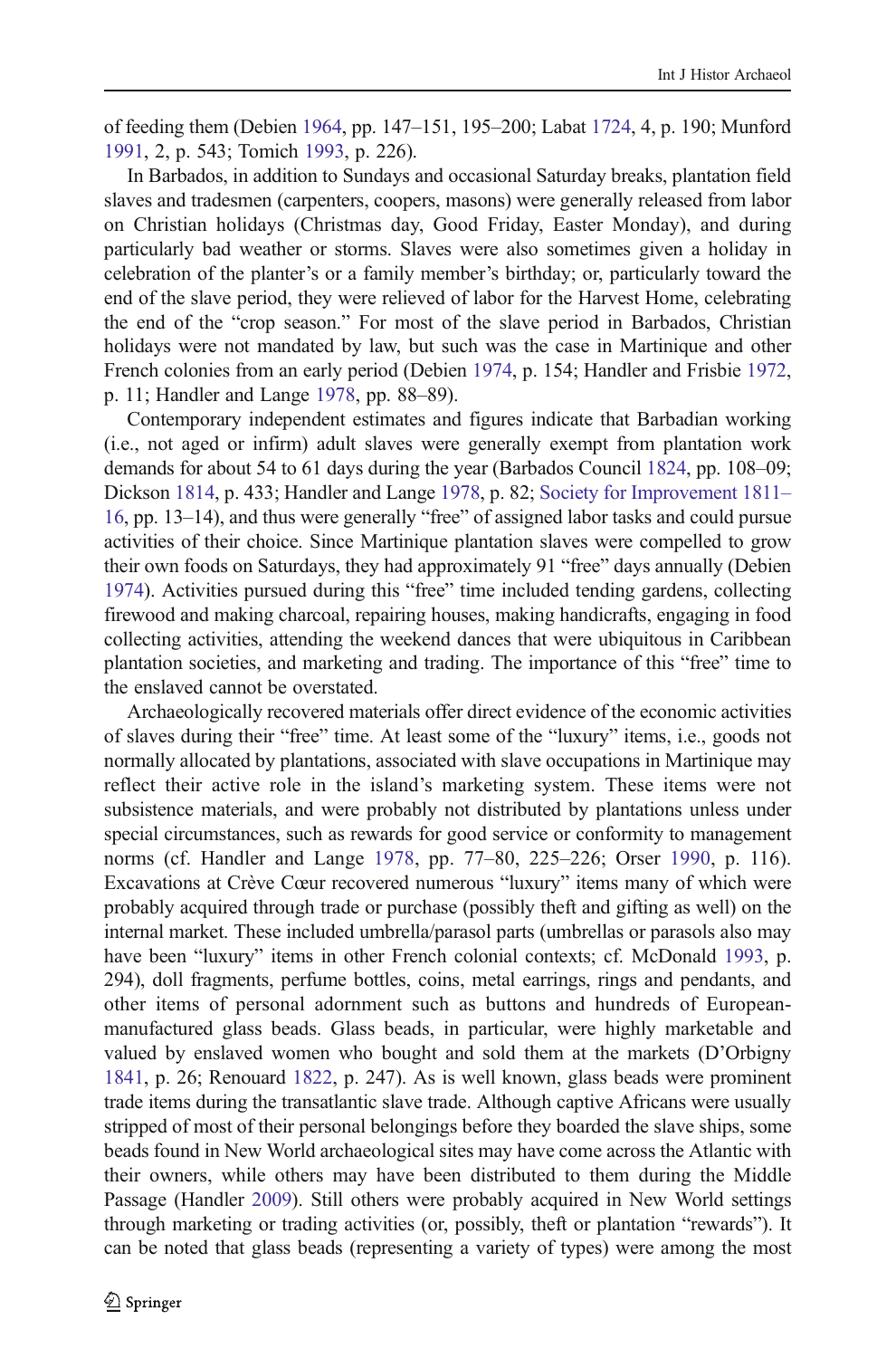of feeding them (Debien 1964, pp. 147–151, 195–200; Labat 1724, 4, p. 190; Munford 1991, 2, p. 543; Tomich 1993, p. 226).

In Barbados, in addition to Sundays and occasional Saturday breaks, plantation field slaves and tradesmen (carpenters, coopers, masons) were generally released from labor on Christian holidays (Christmas day, Good Friday, Easter Monday), and during particularly bad weather or storms. Slaves were also sometimes given a holiday in celebration of the planter's or a family member's birthday; or, particularly toward the end of the slave period, they were relieved of labor for the Harvest Home, celebrating the end of the "crop season." For most of the slave period in Barbados, Christian holidays were not mandated by law, but such was the case in Martinique and other French colonies from an early period (Debien 1974, p. 154; Handler and Frisbie 1972, p. 11; Handler and Lange 1978, pp. 88–89).

Contemporary independent estimates and figures indicate that Barbadian working (i.e., not aged or infirm) adult slaves were generally exempt from plantation work demands for about 54 to 61 days during the year (Barbados Council 1824, pp. 108–09; Dickson 1814, p. 433; Handler and Lange 1978, p. 82; Society for Improvement 1811–16, pp. 13–14), and thus were generally "free" of assigned labor tasks and could pursue activities of their choice. Since Martinique plantation slaves were compelled to grow their own foods on Saturdays, they had approximately 91 "free" days annually (Debien 1974). Activities pursued during this "free" time included tending gardens, collecting firewood and making charcoal, repairing houses, making handicrafts, engaging in food collecting activities, attending the weekend dances that were ubiquitous in Caribbean plantation societies, and marketing and trading. The importance of this "free" time to the enslaved cannot be overstated.

Archaeologically recovered materials offer direct evidence of the economic activities of slaves during their "free" time. At least some of the "luxury" items, i.e., goods not normally allocated by plantations, associated with slave occupations in Martinique may reflect their active role in the island's marketing system. These items were not subsistence materials, and were probably not distributed by plantations unless under special circumstances, such as rewards for good service or conformity to management norms (cf. Handler and Lange 1978, pp. 77–80, 225–226; Orser 1990, p. 116). Excavations at Crève Cœur recovered numerous "luxury" items many of which were probably acquired through trade or purchase (possibly theft and gifting as well) on the internal market. These included umbrella/parasol parts (umbrellas or parasols also may have been "luxury" items in other French colonial contexts; cf. McDonald 1993, p. 294), doll fragments, perfume bottles, coins, metal earrings, rings and pendants, and other items of personal adornment such as buttons and hundreds of European-manufactured glass beads. Glass beads, in particular, were highly marketable and valued by enslaved women who bought and sold them at the markets (D'Orbigny 1841, p. 26; Renouard 1822, p. 247). As is well known, glass beads were prominent trade items during the transatlantic slave trade. Although captive Africans were usually stripped of most of their personal belongings before they boarded the slave ships, some beads found in New World archaeological sites may have come across the Atlantic with their owners, while others may have been distributed to them during the Middle Passage (Handler 2009). Still others were probably acquired in New World settings through marketing or trading activities (or, possibly, theft or plantation "rewards"). It can be noted that glass beads (representing a variety of types) were among the most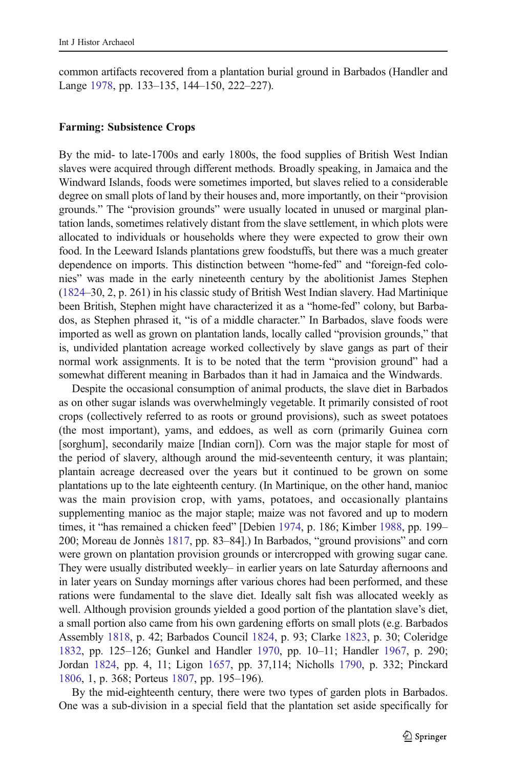common artifacts recovered from a plantation burial ground in Barbados (Handler and Lange 1978, pp. 133–135, 144–150, 222–227).

## Farming: Subsistence Crops

By the mid- to late-1700s and early 1800s, the food supplies of British West Indian slaves were acquired through different methods. Broadly speaking, in Jamaica and the Windward Islands, foods were sometimes imported, but slaves relied to a considerable degree on small plots of land by their houses and, more importantly, on their "provision grounds." The "provision grounds" were usually located in unused or marginal plantation lands, sometimes relatively distant from the slave settlement, in which plots were allocated to individuals or households where they were expected to grow their own food. In the Leeward Islands plantations grew foodstuffs, but there was a much greater dependence on imports. This distinction between "home-fed" and "foreign-fed colonies" was made in the early nineteenth century by the abolitionist James Stephen (1824–30, 2, p. 261) in his classic study of British West Indian slavery. Had Martinique been British, Stephen might have characterized it as a "home-fed" colony, but Barbados, as Stephen phrased it, "is of a middle character." In Barbados, slave foods were imported as well as grown on plantation lands, locally called "provision grounds," that is, undivided plantation acreage worked collectively by slave gangs as part of their normal work assignments. It is to be noted that the term "provision ground" had a somewhat different meaning in Barbados than it had in Jamaica and the Windwards.

Despite the occasional consumption of animal products, the slave diet in Barbados as on other sugar islands was overwhelmingly vegetable. It primarily consisted of root crops (collectively referred to as roots or ground provisions), such as sweet potatoes (the most important), yams, and eddoes, as well as corn (primarily Guinea corn [sorghum], secondarily maize [Indian corn]). Corn was the major staple for most of the period of slavery, although around the mid-seventeenth century, it was plantain; plantain acreage decreased over the years but it continued to be grown on some plantations up to the late eighteenth century. (In Martinique, on the other hand, manioc was the main provision crop, with yams, potatoes, and occasionally plantains supplementing manioc as the major staple; maize was not favored and up to modern times, it "has remained a chicken feed" [Debien 1974, p. 186; Kimber 1988, pp. 199–200; Moreau de Jonnès 1817, pp. 83–84].) In Barbados, "ground provisions" and corn were grown on plantation provision grounds or intercropped with growing sugar cane. They were usually distributed weekly– in earlier years on late Saturday afternoons and in later years on Sunday mornings after various chores had been performed, and these rations were fundamental to the slave diet. Ideally salt fish was allocated weekly as well. Although provision grounds yielded a good portion of the plantation slave's diet, a small portion also came from his own gardening efforts on small plots (e.g. Barbados Assembly 1818, p. 42; Barbados Council 1824, p. 93; Clarke 1823, p. 30; Coleridge 1832, pp. 125–126; Gunkel and Handler 1970, pp. 10–11; Handler 1967, p. 290; Jordan 1824, pp. 4, 11; Ligon 1657, pp. 37,114; Nicholls 1790, p. 332; Pinckard 1806, 1, p. 368; Porteus 1807, pp. 195–196).

By the mid-eighteenth century, there were two types of garden plots in Barbados. One was a sub-division in a special field that the plantation set aside specifically for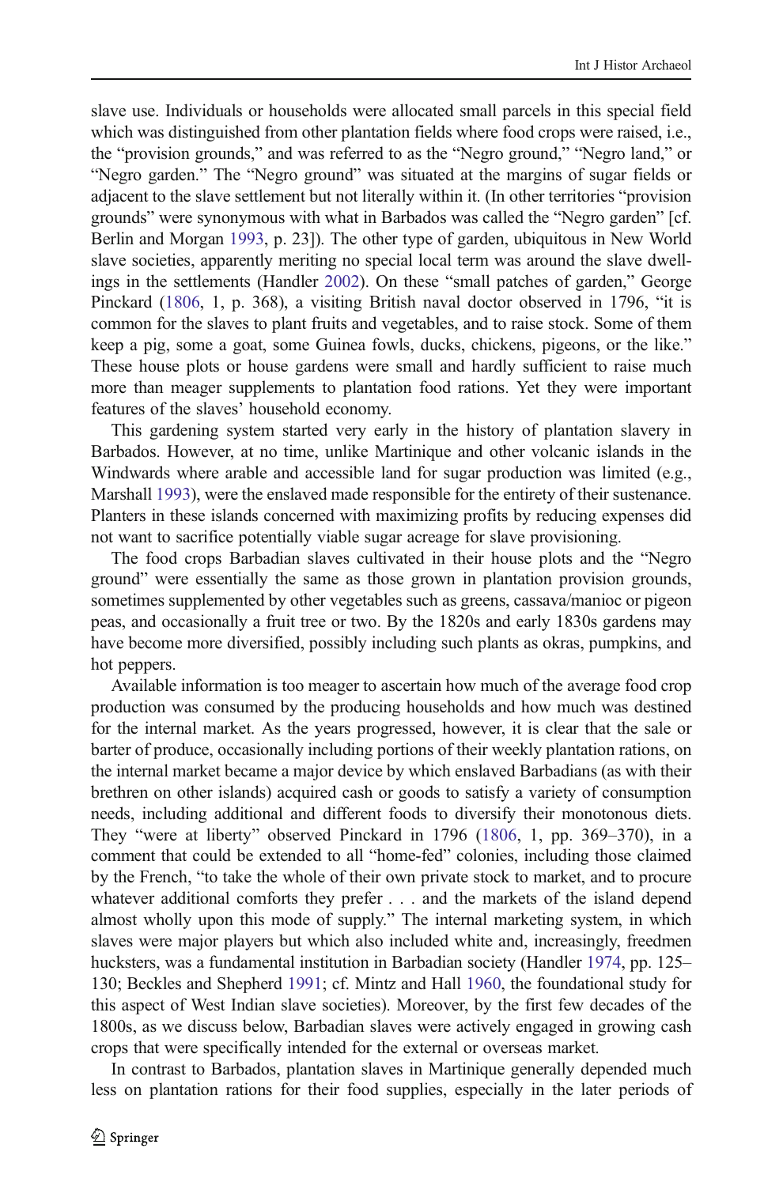slave use. Individuals or households were allocated small parcels in this special field which was distinguished from other plantation fields where food crops were raised, i.e., the "provision grounds," and was referred to as the "Negro ground," "Negro land," or "Negro garden." The "Negro ground" was situated at the margins of sugar fields or adjacent to the slave settlement but not literally within it. (In other territories "provision grounds" were synonymous with what in Barbados was called the "Negro garden" [cf. Berlin and Morgan 1993, p. 23]). The other type of garden, ubiquitous in New World slave societies, apparently meriting no special local term was around the slave dwellings in the settlements (Handler 2002). On these "small patches of garden," George Pinckard (1806, 1, p. 368), a visiting British naval doctor observed in 1796, "it is common for the slaves to plant fruits and vegetables, and to raise stock. Some of them keep a pig, some a goat, some Guinea fowls, ducks, chickens, pigeons, or the like." These house plots or house gardens were small and hardly sufficient to raise much more than meager supplements to plantation food rations. Yet they were important features of the slaves' household economy.

This gardening system started very early in the history of plantation slavery in Barbados. However, at no time, unlike Martinique and other volcanic islands in the Windwards where arable and accessible land for sugar production was limited (e.g., Marshall 1993), were the enslaved made responsible for the entirety of their sustenance. Planters in these islands concerned with maximizing profits by reducing expenses did not want to sacrifice potentially viable sugar acreage for slave provisioning.

The food crops Barbadian slaves cultivated in their house plots and the "Negro ground" were essentially the same as those grown in plantation provision grounds, sometimes supplemented by other vegetables such as greens, cassava/manioc or pigeon peas, and occasionally a fruit tree or two. By the 1820s and early 1830s gardens may have become more diversified, possibly including such plants as okras, pumpkins, and hot peppers.

Available information is too meager to ascertain how much of the average food crop production was consumed by the producing households and how much was destined for the internal market. As the years progressed, however, it is clear that the sale or barter of produce, occasionally including portions of their weekly plantation rations, on the internal market became a major device by which enslaved Barbadians (as with their brethren on other islands) acquired cash or goods to satisfy a variety of consumption needs, including additional and different foods to diversify their monotonous diets. They "were at liberty" observed Pinckard in 1796 (1806, 1, pp. 369–370), in a comment that could be extended to all "home-fed" colonies, including those claimed by the French, "to take the whole of their own private stock to market, and to procure whatever additional comforts they prefer . . . and the markets of the island depend almost wholly upon this mode of supply." The internal marketing system, in which slaves were major players but which also included white and, increasingly, freedmen hucksters, was a fundamental institution in Barbadian society (Handler 1974, pp. 125–130; Beckles and Shepherd 1991; cf. Mintz and Hall 1960, the foundational study for this aspect of West Indian slave societies). Moreover, by the first few decades of the 1800s, as we discuss below, Barbadian slaves were actively engaged in growing cash crops that were specifically intended for the external or overseas market.

In contrast to Barbados, plantation slaves in Martinique generally depended much less on plantation rations for their food supplies, especially in the later periods of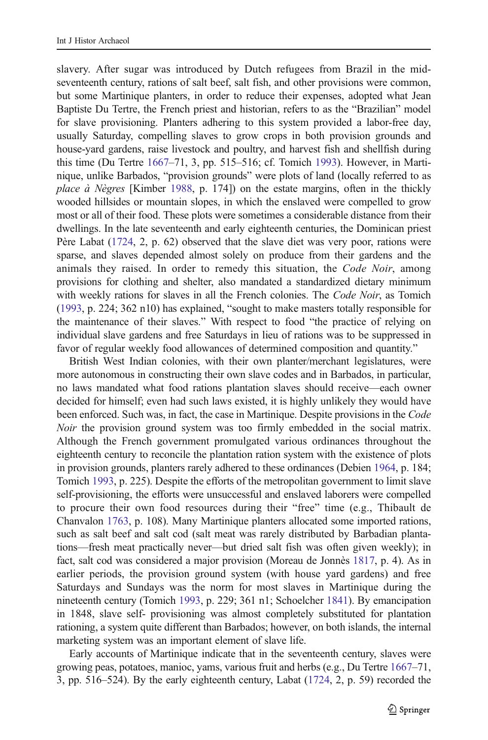slavery. After sugar was introduced by Dutch refugees from Brazil in the mid-seventeenth century, rations of salt beef, salt fish, and other provisions were common, but some Martinique planters, in order to reduce their expenses, adopted what Jean Baptiste Du Tertre, the French priest and historian, refers to as the "Brazilian" model for slave provisioning. Planters adhering to this system provided a labor-free day, usually Saturday, compelling slaves to grow crops in both provision grounds and house-yard gardens, raise livestock and poultry, and harvest fish and shellfish during this time (Du Tertre 1667–71, 3, pp. 515–516; cf. Tomich 1993). However, in Martinique, unlike Barbados, "provision grounds" were plots of land (locally referred to as *place à Nègres* [Kimber 1988, p. 174]) on the estate margins, often in the thickly wooded hillsides or mountain slopes, in which the enslaved were compelled to grow most or all of their food. These plots were sometimes a considerable distance from their dwellings. In the late seventeenth and early eighteenth centuries, the Dominican priest Père Labat (1724, 2, p. 62) observed that the slave diet was very poor, rations were sparse, and slaves depended almost solely on produce from their gardens and the animals they raised. In order to remedy this situation, the *Code Noir*, among provisions for clothing and shelter, also mandated a standardized dietary minimum with weekly rations for slaves in all the French colonies. The *Code Noir*, as Tomich (1993, p. 224; 362 n10) has explained, "sought to make masters totally responsible for the maintenance of their slaves." With respect to food "the practice of relying on individual slave gardens and free Saturdays in lieu of rations was to be suppressed in favor of regular weekly food allowances of determined composition and quantity."

British West Indian colonies, with their own planter/merchant legislatures, were more autonomous in constructing their own slave codes and in Barbados, in particular, no laws mandated what food rations plantation slaves should receive—each owner decided for himself; even had such laws existed, it is highly unlikely they would have been enforced. Such was, in fact, the case in Martinique. Despite provisions in the *Code Noir* the provision ground system was too firmly embedded in the social matrix. Although the French government promulgated various ordinances throughout the eighteenth century to reconcile the plantation ration system with the existence of plots in provision grounds, planters rarely adhered to these ordinances (Debien 1964, p. 184; Tomich 1993, p. 225). Despite the efforts of the metropolitan government to limit slave self-provisioning, the efforts were unsuccessful and enslaved laborers were compelled to procure their own food resources during their "free" time (e.g., Thibault de Chanvalon 1763, p. 108). Many Martinique planters allocated some imported rations, such as salt beef and salt cod (salt meat was rarely distributed by Barbadian plantations—fresh meat practically never—but dried salt fish was often given weekly); in fact, salt cod was considered a major provision (Moreau de Jonnès 1817, p. 4). As in earlier periods, the provision ground system (with house yard gardens) and free Saturdays and Sundays was the norm for most slaves in Martinique during the nineteenth century (Tomich 1993, p. 229; 361 n1; Schoelcher 1841). By emancipation in 1848, slave self- provisioning was almost completely substituted for plantation rationing, a system quite different than Barbados; however, on both islands, the internal marketing system was an important element of slave life.

Early accounts of Martinique indicate that in the seventeenth century, slaves were growing peas, potatoes, manioc, yams, various fruit and herbs (e.g., Du Tertre 1667–71, 3, pp. 516–524). By the early eighteenth century, Labat (1724, 2, p. 59) recorded the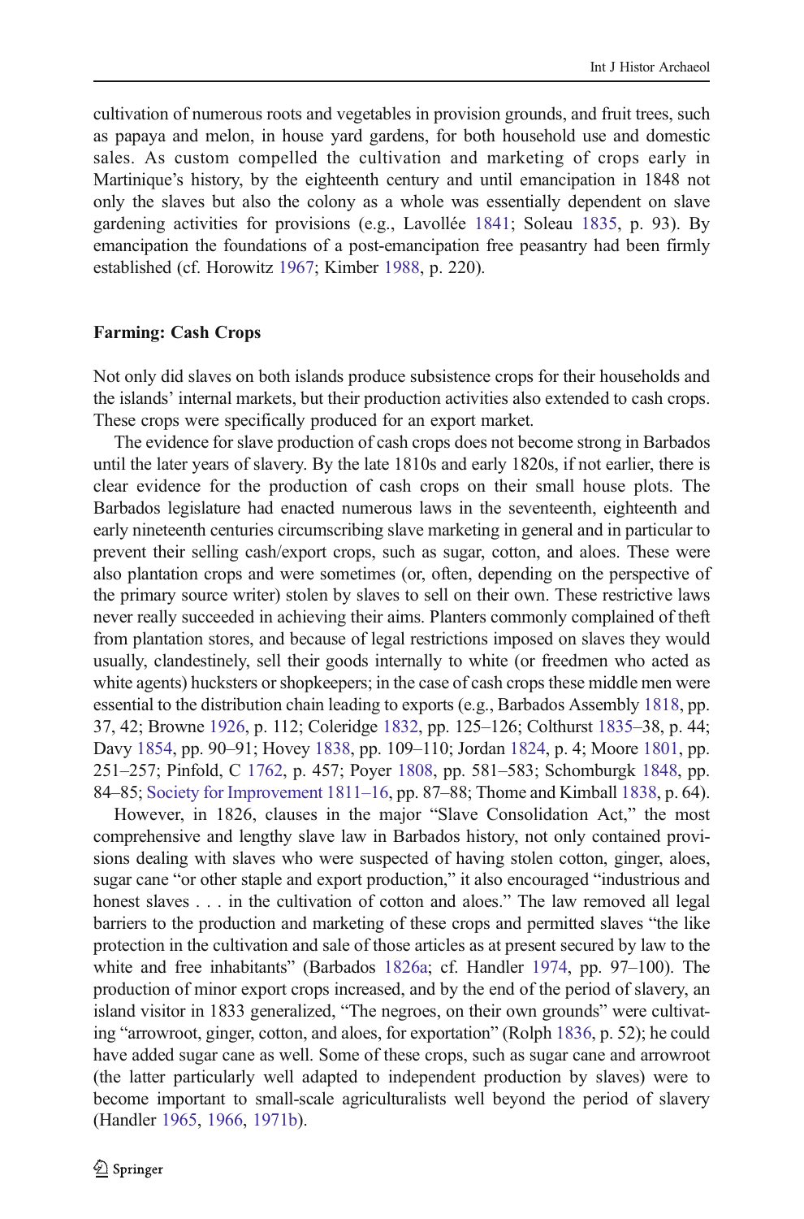cultivation of numerous roots and vegetables in provision grounds, and fruit trees, such as papaya and melon, in house yard gardens, for both household use and domestic sales. As custom compelled the cultivation and marketing of crops early in Martinique's history, by the eighteenth century and until emancipation in 1848 not only the slaves but also the colony as a whole was essentially dependent on slave gardening activities for provisions (e.g., Lavollée 1841; Soleau 1835, p. 93). By emancipation the foundations of a post-emancipation free peasantry had been firmly established (cf. Horowitz 1967; Kimber 1988, p. 220).

### Farming: Cash Crops

Not only did slaves on both islands produce subsistence crops for their households and the islands' internal markets, but their production activities also extended to cash crops. These crops were specifically produced for an export market.

The evidence for slave production of cash crops does not become strong in Barbados until the later years of slavery. By the late 1810s and early 1820s, if not earlier, there is clear evidence for the production of cash crops on their small house plots. The Barbados legislature had enacted numerous laws in the seventeenth, eighteenth and early nineteenth centuries circumscribing slave marketing in general and in particular to prevent their selling cash/export crops, such as sugar, cotton, and aloes. These were also plantation crops and were sometimes (or, often, depending on the perspective of the primary source writer) stolen by slaves to sell on their own. These restrictive laws never really succeeded in achieving their aims. Planters commonly complained of theft from plantation stores, and because of legal restrictions imposed on slaves they would usually, clandestinely, sell their goods internally to white (or freedmen who acted as white agents) hucksters or shopkeepers; in the case of cash crops these middle men were essential to the distribution chain leading to exports (e.g., Barbados Assembly 1818, pp. 37, 42; Browne 1926, p. 112; Coleridge 1832, pp. 125–126; Colthurst 1835–38, p. 44; Davy 1854, pp. 90–91; Hovey 1838, pp. 109–110; Jordan 1824, p. 4; Moore 1801, pp. 251–257; Pinfold, C 1762, p. 457; Poyer 1808, pp. 581–583; Schomburgk 1848, pp. 84–85; Society for Improvement 1811–16, pp. 87–88; Thome and Kimball 1838, p. 64).

However, in 1826, clauses in the major "Slave Consolidation Act," the most comprehensive and lengthy slave law in Barbados history, not only contained provisions dealing with slaves who were suspected of having stolen cotton, ginger, aloes, sugar cane "or other staple and export production," it also encouraged "industrious and honest slaves . . . in the cultivation of cotton and aloes." The law removed all legal barriers to the production and marketing of these crops and permitted slaves "the like protection in the cultivation and sale of those articles as at present secured by law to the white and free inhabitants" (Barbados 1826a; cf. Handler 1974, pp. 97–100). The production of minor export crops increased, and by the end of the period of slavery, an island visitor in 1833 generalized, "The negroes, on their own grounds" were cultivating "arrowroot, ginger, cotton, and aloes, for exportation" (Rolph 1836, p. 52); he could have added sugar cane as well. Some of these crops, such as sugar cane and arrowroot (the latter particularly well adapted to independent production by slaves) were to become important to small-scale agriculturalists well beyond the period of slavery (Handler 1965, 1966, 1971b).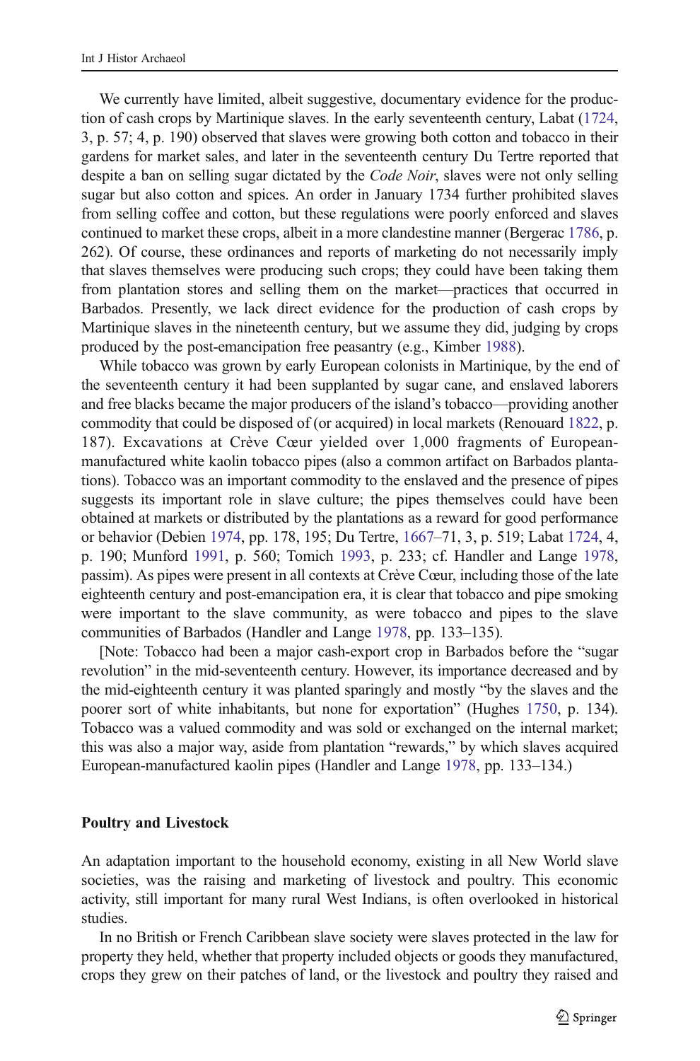We currently have limited, albeit suggestive, documentary evidence for the production of cash crops by Martinique slaves. In the early seventeenth century, Labat (1724, 3, p. 57; 4, p. 190) observed that slaves were growing both cotton and tobacco in their gardens for market sales, and later in the seventeenth century Du Tertre reported that despite a ban on selling sugar dictated by the *Code Noir*, slaves were not only selling sugar but also cotton and spices. An order in January 1734 further prohibited slaves from selling coffee and cotton, but these regulations were poorly enforced and slaves continued to market these crops, albeit in a more clandestine manner (Bergerac 1786, p. 262). Of course, these ordinances and reports of marketing do not necessarily imply that slaves themselves were producing such crops; they could have been taking them from plantation stores and selling them on the market—practices that occurred in Barbados. Presently, we lack direct evidence for the production of cash crops by Martinique slaves in the nineteenth century, but we assume they did, judging by crops produced by the post-emancipation free peasantry (e.g., Kimber 1988).

While tobacco was grown by early European colonists in Martinique, by the end of the seventeenth century it had been supplanted by sugar cane, and enslaved laborers and free blacks became the major producers of the island's tobacco—providing another commodity that could be disposed of (or acquired) in local markets (Renouard 1822, p. 187). Excavations at Crève Cœur yielded over 1,000 fragments of European-manufactured white kaolin tobacco pipes (also a common artifact on Barbados plantations). Tobacco was an important commodity to the enslaved and the presence of pipes suggests its important role in slave culture; the pipes themselves could have been obtained at markets or distributed by the plantations as a reward for good performance or behavior (Debien 1974, pp. 178, 195; Du Tertre, 1667–71, 3, p. 519; Labat 1724, 4, p. 190; Munford 1991, p. 560; Tomich 1993, p. 233; cf. Handler and Lange 1978, passim). As pipes were present in all contexts at Crève Cœur, including those of the late eighteenth century and post-emancipation era, it is clear that tobacco and pipe smoking were important to the slave community, as were tobacco and pipes to the slave communities of Barbados (Handler and Lange 1978, pp. 133–135).

[Note: Tobacco had been a major cash-export crop in Barbados before the "sugar revolution" in the mid-seventeenth century. However, its importance decreased and by the mid-eighteenth century it was planted sparingly and mostly "by the slaves and the poorer sort of white inhabitants, but none for exportation" (Hughes 1750, p. 134). Tobacco was a valued commodity and was sold or exchanged on the internal market; this was also a major way, aside from plantation "rewards," by which slaves acquired European-manufactured kaolin pipes (Handler and Lange 1978, pp. 133–134.)

### Poultry and Livestock

An adaptation important to the household economy, existing in all New World slave societies, was the raising and marketing of livestock and poultry. This economic activity, still important for many rural West Indians, is often overlooked in historical studies.

In no British or French Caribbean slave society were slaves protected in the law for property they held, whether that property included objects or goods they manufactured, crops they grew on their patches of land, or the livestock and poultry they raised and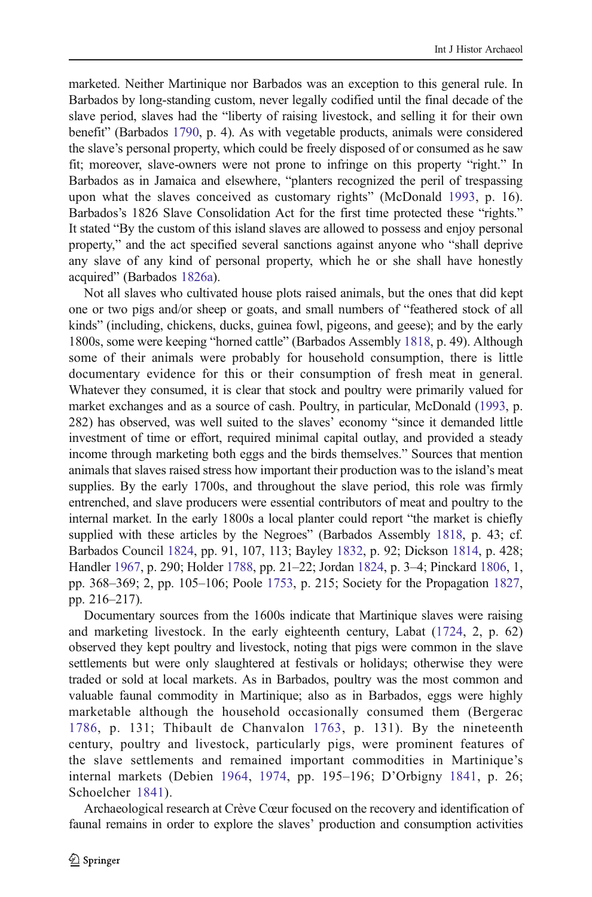marketed. Neither Martinique nor Barbados was an exception to this general rule. In Barbados by long-standing custom, never legally codified until the final decade of the slave period, slaves had the "liberty of raising livestock, and selling it for their own benefit" (Barbados 1790, p. 4). As with vegetable products, animals were considered the slave's personal property, which could be freely disposed of or consumed as he saw fit; moreover, slave-owners were not prone to infringe on this property "right." In Barbados as in Jamaica and elsewhere, "planters recognized the peril of trespassing upon what the slaves conceived as customary rights" (McDonald 1993, p. 16). Barbados's 1826 Slave Consolidation Act for the first time protected these "rights." It stated "By the custom of this island slaves are allowed to possess and enjoy personal property," and the act specified several sanctions against anyone who "shall deprive any slave of any kind of personal property, which he or she shall have honestly acquired" (Barbados 1826a).

Not all slaves who cultivated house plots raised animals, but the ones that did kept one or two pigs and/or sheep or goats, and small numbers of "feathered stock of all kinds" (including, chickens, ducks, guinea fowl, pigeons, and geese); and by the early 1800s, some were keeping "horned cattle" (Barbados Assembly 1818, p. 49). Although some of their animals were probably for household consumption, there is little documentary evidence for this or their consumption of fresh meat in general. Whatever they consumed, it is clear that stock and poultry were primarily valued for market exchanges and as a source of cash. Poultry, in particular, McDonald (1993, p. 282) has observed, was well suited to the slaves' economy "since it demanded little investment of time or effort, required minimal capital outlay, and provided a steady income through marketing both eggs and the birds themselves." Sources that mention animals that slaves raised stress how important their production was to the island's meat supplies. By the early 1700s, and throughout the slave period, this role was firmly entrenched, and slave producers were essential contributors of meat and poultry to the internal market. In the early 1800s a local planter could report "the market is chiefly supplied with these articles by the Negroes" (Barbados Assembly 1818, p. 43; cf. Barbados Council 1824, pp. 91, 107, 113; Bayley 1832, p. 92; Dickson 1814, p. 428; Handler 1967, p. 290; Holder 1788, pp. 21–22; Jordan 1824, p. 3–4; Pinckard 1806, 1, pp. 368–369; 2, pp. 105–106; Poole 1753, p. 215; Society for the Propagation 1827, pp. 216–217).

Documentary sources from the 1600s indicate that Martinique slaves were raising and marketing livestock. In the early eighteenth century, Labat (1724, 2, p. 62) observed they kept poultry and livestock, noting that pigs were common in the slave settlements but were only slaughtered at festivals or holidays; otherwise they were traded or sold at local markets. As in Barbados, poultry was the most common and valuable faunal commodity in Martinique; also as in Barbados, eggs were highly marketable although the household occasionally consumed them (Bergerac 1786, p. 131; Thibault de Chanvalon 1763, p. 131). By the nineteenth century, poultry and livestock, particularly pigs, were prominent features of the slave settlements and remained important commodities in Martinique's internal markets (Debien 1964, 1974, pp. 195–196; D'Orbigny 1841, p. 26; Schoelcher 1841).

Archaeological research at Crève Cœur focused on the recovery and identification of faunal remains in order to explore the slaves' production and consumption activities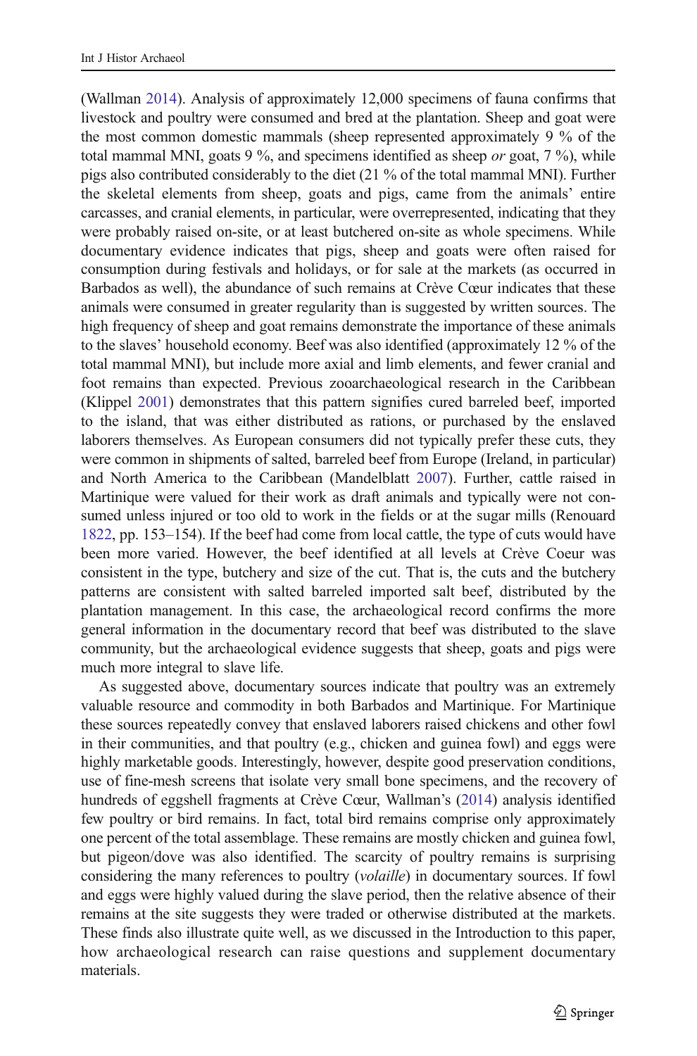(Wallman 2014). Analysis of approximately 12,000 specimens of fauna confirms that livestock and poultry were consumed and bred at the plantation. Sheep and goat were the most common domestic mammals (sheep represented approximately 9 % of the total mammal MNI, goats 9 %, and specimens identified as sheep *or* goat, 7 %), while pigs also contributed considerably to the diet (21 % of the total mammal MNI). Further the skeletal elements from sheep, goats and pigs, came from the animals' entire carcasses, and cranial elements, in particular, were overrepresented, indicating that they were probably raised on-site, or at least butchered on-site as whole specimens. While documentary evidence indicates that pigs, sheep and goats were often raised for consumption during festivals and holidays, or for sale at the markets (as occurred in Barbados as well), the abundance of such remains at Crève Cœur indicates that these animals were consumed in greater regularity than is suggested by written sources. The high frequency of sheep and goat remains demonstrate the importance of these animals to the slaves' household economy. Beef was also identified (approximately 12 % of the total mammal MNI), but include more axial and limb elements, and fewer cranial and foot remains than expected. Previous zooarchaeological research in the Caribbean (Klippel 2001) demonstrates that this pattern signifies cured barreled beef, imported to the island, that was either distributed as rations, or purchased by the enslaved laborers themselves. As European consumers did not typically prefer these cuts, they were common in shipments of salted, barreled beef from Europe (Ireland, in particular) and North America to the Caribbean (Mandelblatt 2007). Further, cattle raised in Martinique were valued for their work as draft animals and typically were not consumed unless injured or too old to work in the fields or at the sugar mills (Renouard 1822, pp. 153–154). If the beef had come from local cattle, the type of cuts would have been more varied. However, the beef identified at all levels at Crève Coeur was consistent in the type, butchery and size of the cut. That is, the cuts and the butchery patterns are consistent with salted barreled imported salt beef, distributed by the plantation management. In this case, the archaeological record confirms the more general information in the documentary record that beef was distributed to the slave community, but the archaeological evidence suggests that sheep, goats and pigs were much more integral to slave life.

As suggested above, documentary sources indicate that poultry was an extremely valuable resource and commodity in both Barbados and Martinique. For Martinique these sources repeatedly convey that enslaved laborers raised chickens and other fowl in their communities, and that poultry (e.g., chicken and guinea fowl) and eggs were highly marketable goods. Interestingly, however, despite good preservation conditions, use of fine-mesh screens that isolate very small bone specimens, and the recovery of hundreds of eggshell fragments at Crève Cœur, Wallman's (2014) analysis identified few poultry or bird remains. In fact, total bird remains comprise only approximately one percent of the total assemblage. These remains are mostly chicken and guinea fowl, but pigeon/dove was also identified. The scarcity of poultry remains is surprising considering the many references to poultry (*volaille*) in documentary sources. If fowl and eggs were highly valued during the slave period, then the relative absence of their remains at the site suggests they were traded or otherwise distributed at the markets. These finds also illustrate quite well, as we discussed in the Introduction to this paper, how archaeological research can raise questions and supplement documentary materials.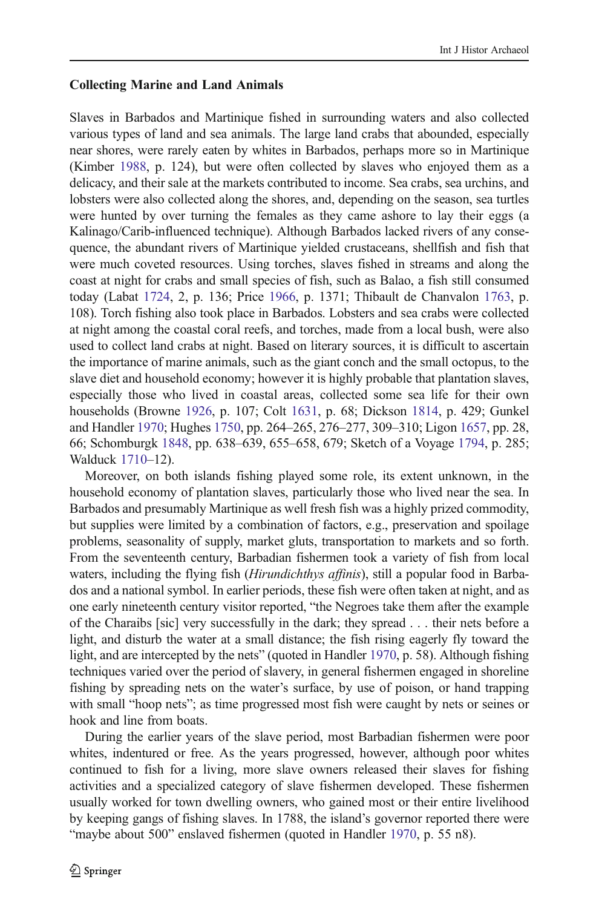### Collecting Marine and Land Animals

Slaves in Barbados and Martinique fished in surrounding waters and also collected various types of land and sea animals. The large land crabs that abounded, especially near shores, were rarely eaten by whites in Barbados, perhaps more so in Martinique (Kimber 1988, p. 124), but were often collected by slaves who enjoyed them as a delicacy, and their sale at the markets contributed to income. Sea crabs, sea urchins, and lobsters were also collected along the shores, and, depending on the season, sea turtles were hunted by over turning the females as they came ashore to lay their eggs (a Kalinago/Carib-influenced technique). Although Barbados lacked rivers of any consequence, the abundant rivers of Martinique yielded crustaceans, shellfish and fish that were much coveted resources. Using torches, slaves fished in streams and along the coast at night for crabs and small species of fish, such as Balao, a fish still consumed today (Labat 1724, 2, p. 136; Price 1966, p. 1371; Thibault de Chanvalon 1763, p. 108). Torch fishing also took place in Barbados. Lobsters and sea crabs were collected at night among the coastal coral reefs, and torches, made from a local bush, were also used to collect land crabs at night. Based on literary sources, it is difficult to ascertain the importance of marine animals, such as the giant conch and the small octopus, to the slave diet and household economy; however it is highly probable that plantation slaves, especially those who lived in coastal areas, collected some sea life for their own households (Browne 1926, p. 107; Colt 1631, p. 68; Dickson 1814, p. 429; Gunkel and Handler 1970; Hughes 1750, pp. 264–265, 276–277, 309–310; Ligon 1657, pp. 28, 66; Schomburgk 1848, pp. 638–639, 655–658, 679; Sketch of a Voyage 1794, p. 285; Walduck 1710–12).

Moreover, on both islands fishing played some role, its extent unknown, in the household economy of plantation slaves, particularly those who lived near the sea. In Barbados and presumably Martinique as well fresh fish was a highly prized commodity, but supplies were limited by a combination of factors, e.g., preservation and spoilage problems, seasonality of supply, market gluts, transportation to markets and so forth. From the seventeenth century, Barbadian fishermen took a variety of fish from local waters, including the flying fish (*Hirundichthys affinis*), still a popular food in Barbados and a national symbol. In earlier periods, these fish were often taken at night, and as one early nineteenth century visitor reported, "the Negroes take them after the example of the Charaibs [sic] very successfully in the dark; they spread . . . their nets before a light, and disturb the water at a small distance; the fish rising eagerly fly toward the light, and are intercepted by the nets" (quoted in Handler 1970, p. 58). Although fishing techniques varied over the period of slavery, in general fishermen engaged in shoreline fishing by spreading nets on the water's surface, by use of poison, or hand trapping with small "hoop nets"; as time progressed most fish were caught by nets or seines or hook and line from boats.

During the earlier years of the slave period, most Barbadian fishermen were poor whites, indentured or free. As the years progressed, however, although poor whites continued to fish for a living, more slave owners released their slaves for fishing activities and a specialized category of slave fishermen developed. These fishermen usually worked for town dwelling owners, who gained most or their entire livelihood by keeping gangs of fishing slaves. In 1788, the island's governor reported there were "maybe about 500" enslaved fishermen (quoted in Handler 1970, p. 55 n8).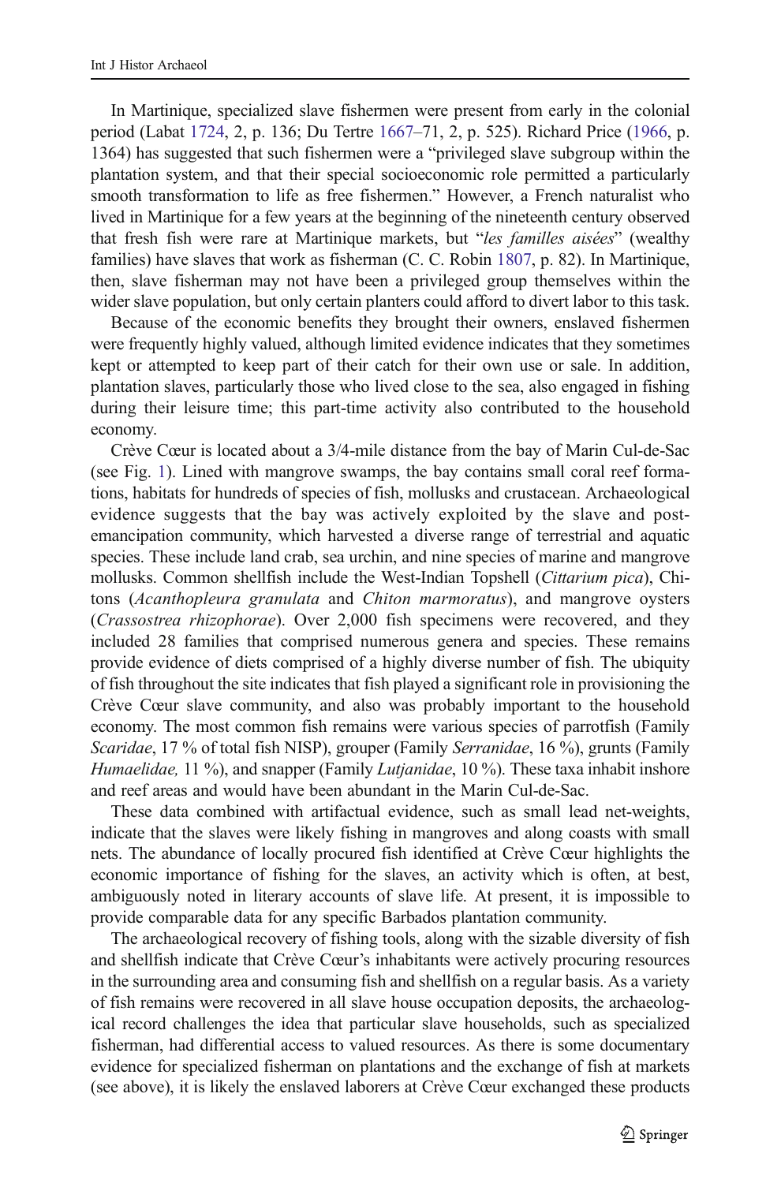In Martinique, specialized slave fishermen were present from early in the colonial period (Labat 1724, 2, p. 136; Du Tertre 1667–71, 2, p. 525). Richard Price (1966, p. 1364) has suggested that such fishermen were a "privileged slave subgroup within the plantation system, and that their special socioeconomic role permitted a particularly smooth transformation to life as free fishermen." However, a French naturalist who lived in Martinique for a few years at the beginning of the nineteenth century observed that fresh fish were rare at Martinique markets, but "*les familles aisées*" (wealthy families) have slaves that work as fisherman (C. C. Robin 1807, p. 82). In Martinique, then, slave fisherman may not have been a privileged group themselves within the wider slave population, but only certain planters could afford to divert labor to this task.

Because of the economic benefits they brought their owners, enslaved fishermen were frequently highly valued, although limited evidence indicates that they sometimes kept or attempted to keep part of their catch for their own use or sale. In addition, plantation slaves, particularly those who lived close to the sea, also engaged in fishing during their leisure time; this part-time activity also contributed to the household economy.

Crève Cœur is located about a 3/4-mile distance from the bay of Marin Cul-de-Sac (see Fig. 1). Lined with mangrove swamps, the bay contains small coral reef formations, habitats for hundreds of species of fish, mollusks and crustacean. Archaeological evidence suggests that the bay was actively exploited by the slave and post-emancipation community, which harvested a diverse range of terrestrial and aquatic species. These include land crab, sea urchin, and nine species of marine and mangrove mollusks. Common shellfish include the West-Indian Topshell (*Cittarium pica*), Chitons (*Acanthopleura granulata* and *Chiton marmoratus*), and mangrove oysters (*Crassostrea rhizophorae*). Over 2,000 fish specimens were recovered, and they included 28 families that comprised numerous genera and species. These remains provide evidence of diets comprised of a highly diverse number of fish. The ubiquity of fish throughout the site indicates that fish played a significant role in provisioning the Crève Cœur slave community, and also was probably important to the household economy. The most common fish remains were various species of parrotfish (Family *Scaridae*, 17 % of total fish NISP), grouper (Family *Serranidae*, 16 %), grunts (Family *Humaelidae,* 11 %), and snapper (Family *Lutjanidae*, 10 %). These taxa inhabit inshore and reef areas and would have been abundant in the Marin Cul-de-Sac.

These data combined with artifactual evidence, such as small lead net-weights, indicate that the slaves were likely fishing in mangroves and along coasts with small nets. The abundance of locally procured fish identified at Crève Cœur highlights the economic importance of fishing for the slaves, an activity which is often, at best, ambiguously noted in literary accounts of slave life. At present, it is impossible to provide comparable data for any specific Barbados plantation community.

The archaeological recovery of fishing tools, along with the sizable diversity of fish and shellfish indicate that Crève Cœur's inhabitants were actively procuring resources in the surrounding area and consuming fish and shellfish on a regular basis. As a variety of fish remains were recovered in all slave house occupation deposits, the archaeological record challenges the idea that particular slave households, such as specialized fisherman, had differential access to valued resources. As there is some documentary evidence for specialized fisherman on plantations and the exchange of fish at markets (see above), it is likely the enslaved laborers at Crève Cœur exchanged these products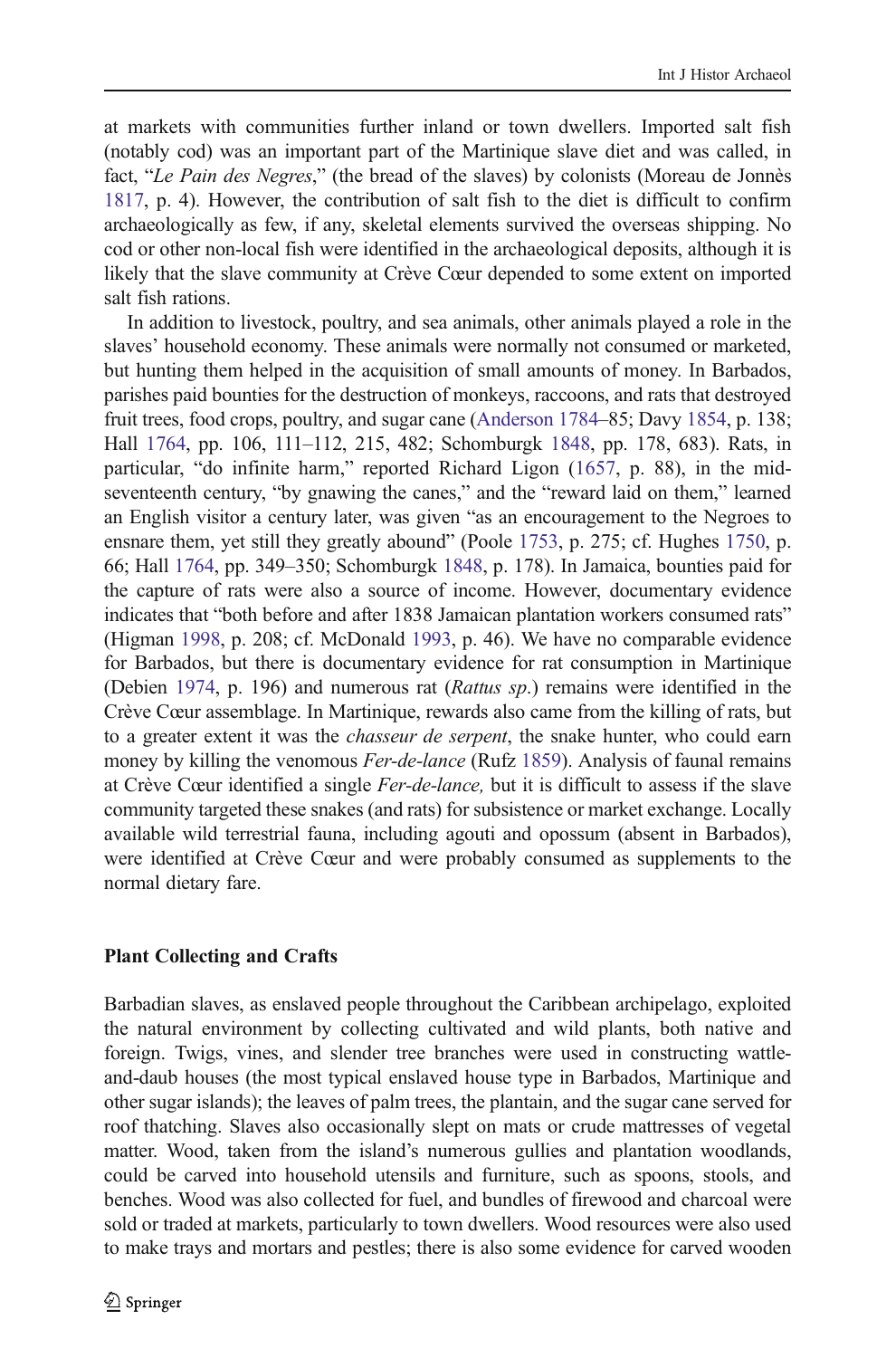at markets with communities further inland or town dwellers. Imported salt fish (notably cod) was an important part of the Martinique slave diet and was called, in fact, "*Le Pain des Negres*," (the bread of the slaves) by colonists (Moreau de Jonnès 1817, p. 4). However, the contribution of salt fish to the diet is difficult to confirm archaeologically as few, if any, skeletal elements survived the overseas shipping. No cod or other non-local fish were identified in the archaeological deposits, although it is likely that the slave community at Crève Cœur depended to some extent on imported salt fish rations.

In addition to livestock, poultry, and sea animals, other animals played a role in the slaves' household economy. These animals were normally not consumed or marketed, but hunting them helped in the acquisition of small amounts of money. In Barbados, parishes paid bounties for the destruction of monkeys, raccoons, and rats that destroyed fruit trees, food crops, poultry, and sugar cane (Anderson 1784–85; Davy 1854, p. 138; Hall 1764, pp. 106, 111–112, 215, 482; Schomburgk 1848, pp. 178, 683). Rats, in particular, "do infinite harm," reported Richard Ligon (1657, p. 88), in the mid-seventeenth century, "by gnawing the canes," and the "reward laid on them," learned an English visitor a century later, was given "as an encouragement to the Negroes to ensnare them, yet still they greatly abound" (Poole 1753, p. 275; cf. Hughes 1750, p. 66; Hall 1764, pp. 349–350; Schomburgk 1848, p. 178). In Jamaica, bounties paid for the capture of rats were also a source of income. However, documentary evidence indicates that "both before and after 1838 Jamaican plantation workers consumed rats" (Higman 1998, p. 208; cf. McDonald 1993, p. 46). We have no comparable evidence for Barbados, but there is documentary evidence for rat consumption in Martinique (Debien 1974, p. 196) and numerous rat (*Rattus sp.*) remains were identified in the Crève Cœur assemblage. In Martinique, rewards also came from the killing of rats, but to a greater extent it was the *chasseur de serpent*, the snake hunter, who could earn money by killing the venomous *Fer-de-lance* (Rufz 1859). Analysis of faunal remains at Crève Cœur identified a single *Fer-de-lance,* but it is difficult to assess if the slave community targeted these snakes (and rats) for subsistence or market exchange. Locally available wild terrestrial fauna, including agouti and opossum (absent in Barbados), were identified at Crève Cœur and were probably consumed as supplements to the normal dietary fare.

## Plant Collecting and Crafts

Barbadian slaves, as enslaved people throughout the Caribbean archipelago, exploited the natural environment by collecting cultivated and wild plants, both native and foreign. Twigs, vines, and slender tree branches were used in constructing wattle-and-daub houses (the most typical enslaved house type in Barbados, Martinique and other sugar islands); the leaves of palm trees, the plantain, and the sugar cane served for roof thatching. Slaves also occasionally slept on mats or crude mattresses of vegetal matter. Wood, taken from the island's numerous gullies and plantation woodlands, could be carved into household utensils and furniture, such as spoons, stools, and benches. Wood was also collected for fuel, and bundles of firewood and charcoal were sold or traded at markets, particularly to town dwellers. Wood resources were also used to make trays and mortars and pestles; there is also some evidence for carved wooden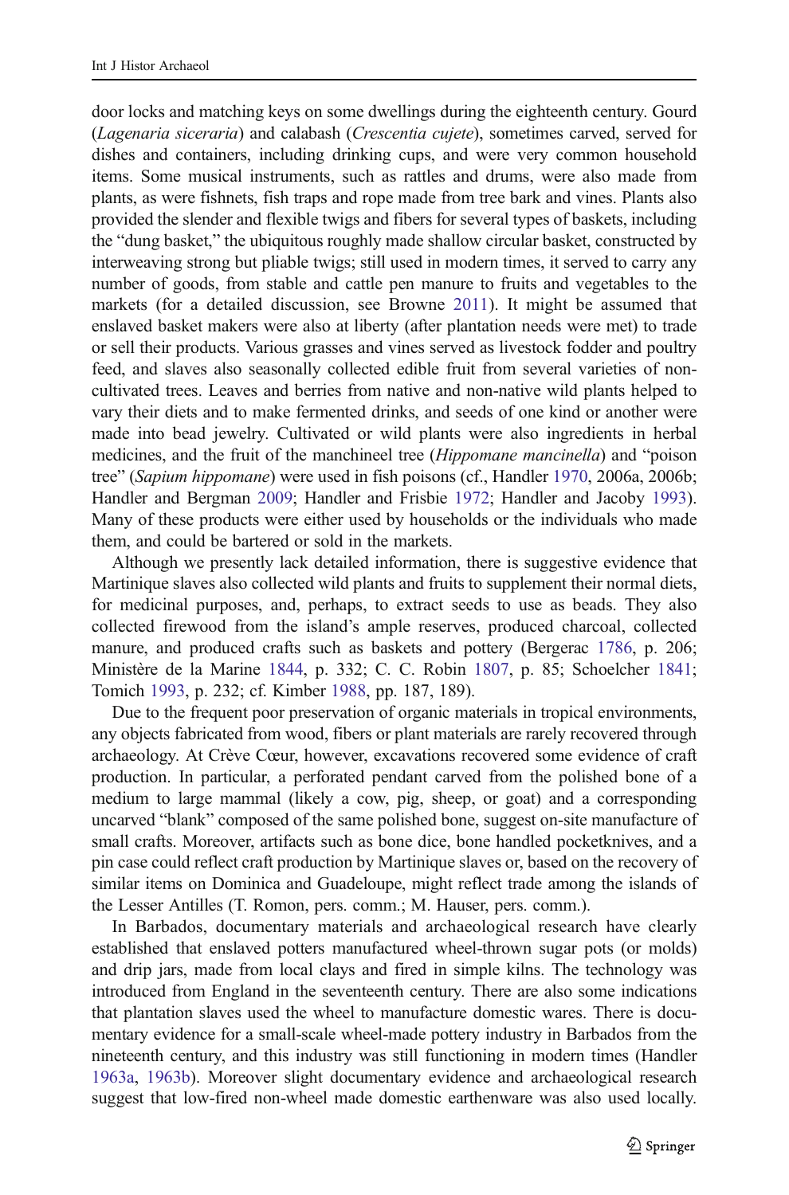door locks and matching keys on some dwellings during the eighteenth century. Gourd (*Lagenaria siceraria*) and calabash (*Crescentia cujete*), sometimes carved, served for dishes and containers, including drinking cups, and were very common household items. Some musical instruments, such as rattles and drums, were also made from plants, as were fishnets, fish traps and rope made from tree bark and vines. Plants also provided the slender and flexible twigs and fibers for several types of baskets, including the "dung basket," the ubiquitous roughly made shallow circular basket, constructed by interweaving strong but pliable twigs; still used in modern times, it served to carry any number of goods, from stable and cattle pen manure to fruits and vegetables to the markets (for a detailed discussion, see Browne 2011). It might be assumed that enslaved basket makers were also at liberty (after plantation needs were met) to trade or sell their products. Various grasses and vines served as livestock fodder and poultry feed, and slaves also seasonally collected edible fruit from several varieties of non-cultivated trees. Leaves and berries from native and non-native wild plants helped to vary their diets and to make fermented drinks, and seeds of one kind or another were made into bead jewelry. Cultivated or wild plants were also ingredients in herbal medicines, and the fruit of the manchineel tree (*Hippomane mancinella*) and "poison tree" (*Sapium hippomane*) were used in fish poisons (cf., Handler 1970, 2006a, 2006b; Handler and Bergman 2009; Handler and Frisbie 1972; Handler and Jacoby 1993). Many of these products were either used by households or the individuals who made them, and could be bartered or sold in the markets.

Although we presently lack detailed information, there is suggestive evidence that Martinique slaves also collected wild plants and fruits to supplement their normal diets, for medicinal purposes, and, perhaps, to extract seeds to use as beads. They also collected firewood from the island's ample reserves, produced charcoal, collected manure, and produced crafts such as baskets and pottery (Bergerac 1786, p. 206; Ministère de la Marine 1844, p. 332; C. C. Robin 1807, p. 85; Schoelcher 1841; Tomich 1993, p. 232; cf. Kimber 1988, pp. 187, 189).

Due to the frequent poor preservation of organic materials in tropical environments, any objects fabricated from wood, fibers or plant materials are rarely recovered through archaeology. At Crève Cœur, however, excavations recovered some evidence of craft production. In particular, a perforated pendant carved from the polished bone of a medium to large mammal (likely a cow, pig, sheep, or goat) and a corresponding uncarved "blank" composed of the same polished bone, suggest on-site manufacture of small crafts. Moreover, artifacts such as bone dice, bone handled pocketknives, and a pin case could reflect craft production by Martinique slaves or, based on the recovery of similar items on Dominica and Guadeloupe, might reflect trade among the islands of the Lesser Antilles (T. Romon, pers. comm.; M. Hauser, pers. comm.).

In Barbados, documentary materials and archaeological research have clearly established that enslaved potters manufactured wheel-thrown sugar pots (or molds) and drip jars, made from local clays and fired in simple kilns. The technology was introduced from England in the seventeenth century. There are also some indications that plantation slaves used the wheel to manufacture domestic wares. There is documentary evidence for a small-scale wheel-made pottery industry in Barbados from the nineteenth century, and this industry was still functioning in modern times (Handler 1963a, 1963b). Moreover slight documentary evidence and archaeological research suggest that low-fired non-wheel made domestic earthenware was also used locally.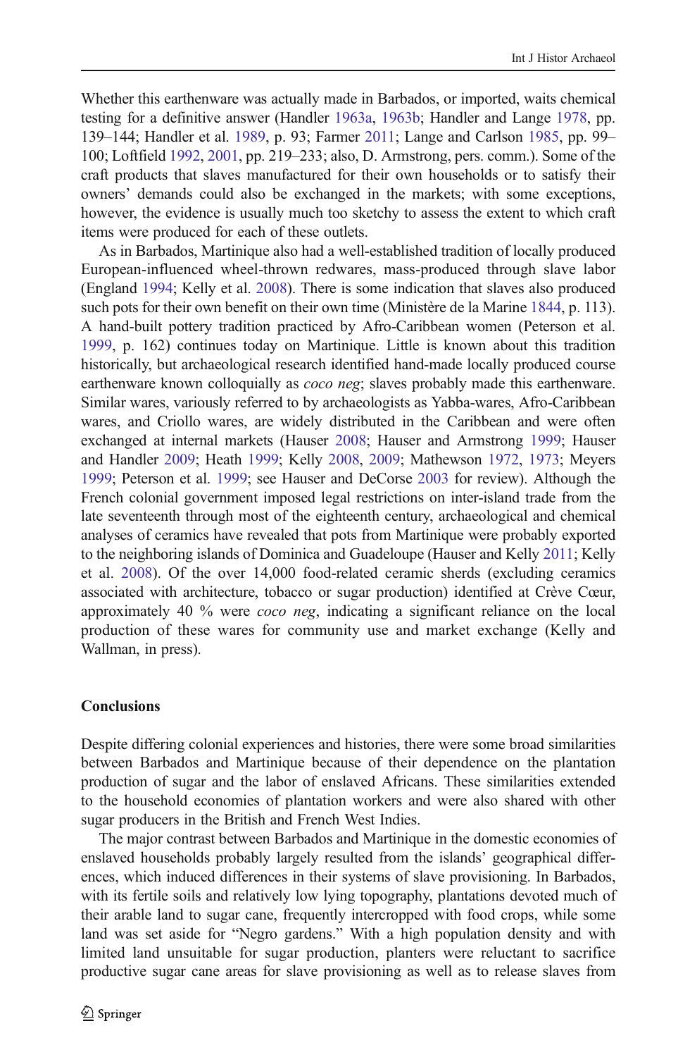Whether this earthenware was actually made in Barbados, or imported, waits chemical testing for a definitive answer (Handler 1963a, 1963b; Handler and Lange 1978, pp. 139–144; Handler et al. 1989, p. 93; Farmer 2011; Lange and Carlson 1985, pp. 99–100; Loftfield 1992, 2001, pp. 219–233; also, D. Armstrong, pers. comm.). Some of the craft products that slaves manufactured for their own households or to satisfy their owners' demands could also be exchanged in the markets; with some exceptions, however, the evidence is usually much too sketchy to assess the extent to which craft items were produced for each of these outlets.

As in Barbados, Martinique also had a well-established tradition of locally produced European-influenced wheel-thrown redwares, mass-produced through slave labor (England 1994; Kelly et al. 2008). There is some indication that slaves also produced such pots for their own benefit on their own time (Ministère de la Marine 1844, p. 113). A hand-built pottery tradition practiced by Afro-Caribbean women (Peterson et al. 1999, p. 162) continues today on Martinique. Little is known about this tradition historically, but archaeological research identified hand-made locally produced course earthenware known colloquially as *coco neg*; slaves probably made this earthenware. Similar wares, variously referred to by archaeologists as Yabba-wares, Afro-Caribbean wares, and Criollo wares, are widely distributed in the Caribbean and were often exchanged at internal markets (Hauser 2008; Hauser and Armstrong 1999; Hauser and Handler 2009; Heath 1999; Kelly 2008, 2009; Mathewson 1972, 1973; Meyers 1999; Peterson et al. 1999; see Hauser and DeCorse 2003 for review). Although the French colonial government imposed legal restrictions on inter-island trade from the late seventeenth through most of the eighteenth century, archaeological and chemical analyses of ceramics have revealed that pots from Martinique were probably exported to the neighboring islands of Dominica and Guadeloupe (Hauser and Kelly 2011; Kelly et al. 2008). Of the over 14,000 food-related ceramic sherds (excluding ceramics associated with architecture, tobacco or sugar production) identified at Crève Cœur, approximately 40 % were *coco neg*, indicating a significant reliance on the local production of these wares for community use and market exchange (Kelly and Wallman, in press).

## Conclusions

Despite differing colonial experiences and histories, there were some broad similarities between Barbados and Martinique because of their dependence on the plantation production of sugar and the labor of enslaved Africans. These similarities extended to the household economies of plantation workers and were also shared with other sugar producers in the British and French West Indies.

The major contrast between Barbados and Martinique in the domestic economies of enslaved households probably largely resulted from the islands' geographical differences, which induced differences in their systems of slave provisioning. In Barbados, with its fertile soils and relatively low lying topography, plantations devoted much of their arable land to sugar cane, frequently intercropped with food crops, while some land was set aside for "Negro gardens." With a high population density and with limited land unsuitable for sugar production, planters were reluctant to sacrifice productive sugar cane areas for slave provisioning as well as to release slaves from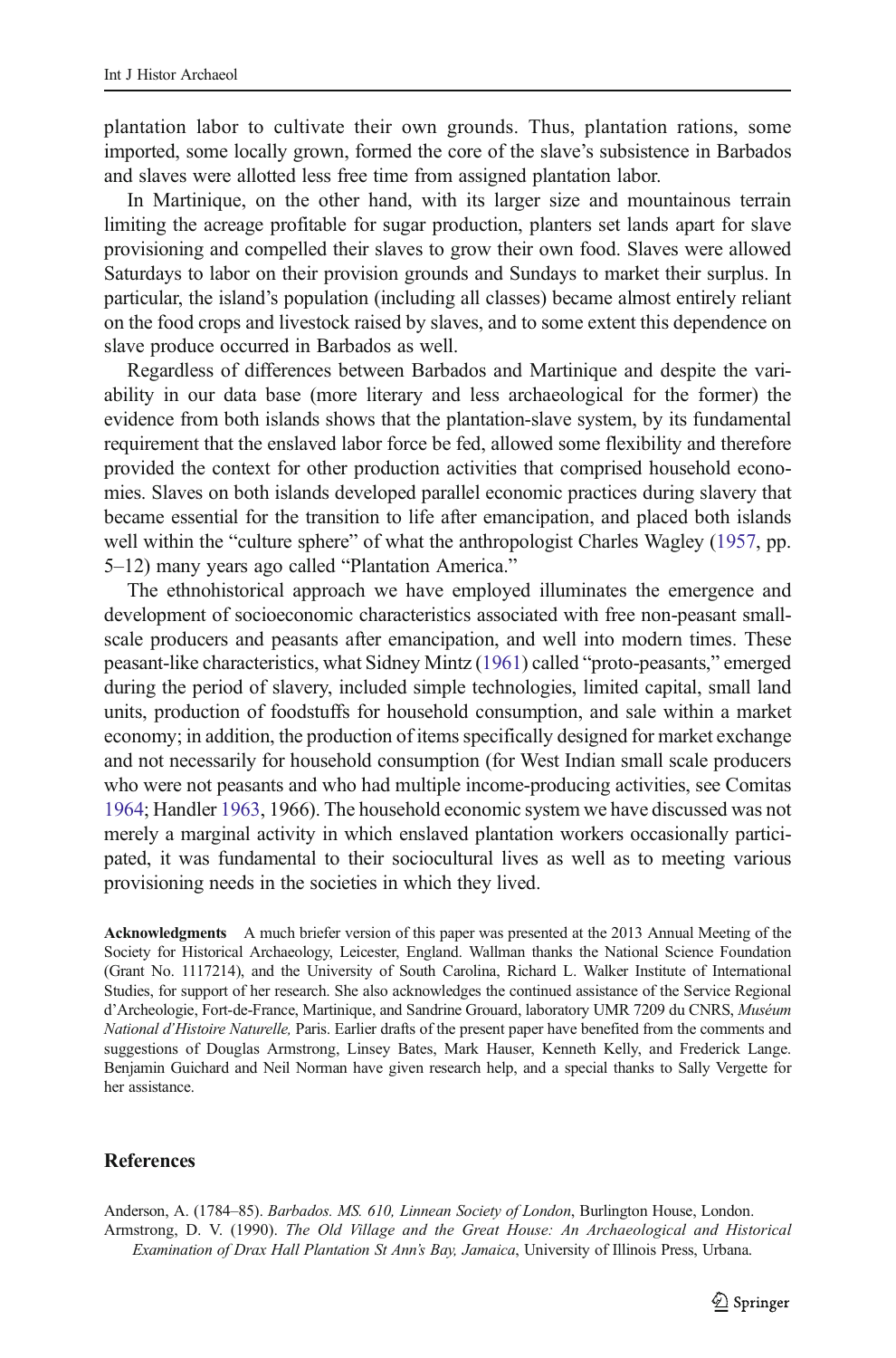plantation labor to cultivate their own grounds. Thus, plantation rations, some imported, some locally grown, formed the core of the slave's subsistence in Barbados and slaves were allotted less free time from assigned plantation labor.

In Martinique, on the other hand, with its larger size and mountainous terrain limiting the acreage profitable for sugar production, planters set lands apart for slave provisioning and compelled their slaves to grow their own food. Slaves were allowed Saturdays to labor on their provision grounds and Sundays to market their surplus. In particular, the island's population (including all classes) became almost entirely reliant on the food crops and livestock raised by slaves, and to some extent this dependence on slave produce occurred in Barbados as well.

Regardless of differences between Barbados and Martinique and despite the variability in our data base (more literary and less archaeological for the former) the evidence from both islands shows that the plantation-slave system, by its fundamental requirement that the enslaved labor force be fed, allowed some flexibility and therefore provided the context for other production activities that comprised household economies. Slaves on both islands developed parallel economic practices during slavery that became essential for the transition to life after emancipation, and placed both islands well within the "culture sphere" of what the anthropologist Charles Wagley (1957, pp. 5–12) many years ago called "Plantation America."

The ethnohistorical approach we have employed illuminates the emergence and development of socioeconomic characteristics associated with free non-peasant small-scale producers and peasants after emancipation, and well into modern times. These peasant-like characteristics, what Sidney Mintz (1961) called "proto-peasants," emerged during the period of slavery, included simple technologies, limited capital, small land units, production of foodstuffs for household consumption, and sale within a market economy; in addition, the production of items specifically designed for market exchange and not necessarily for household consumption (for West Indian small scale producers who were not peasants and who had multiple income-producing activities, see Comitas 1964; Handler 1963, 1966). The household economic system we have discussed was not merely a marginal activity in which enslaved plantation workers occasionally participated, it was fundamental to their sociocultural lives as well as to meeting various provisioning needs in the societies in which they lived.

**Acknowledgments** A much briefer version of this paper was presented at the 2013 Annual Meeting of the Society for Historical Archaeology, Leicester, England. Wallman thanks the National Science Foundation (Grant No. 1117214), and the University of South Carolina, Richard L. Walker Institute of International Studies, for support of her research. She also acknowledges the continued assistance of the Service Regional d'Archeologie, Fort-de-France, Martinique, and Sandrine Grouard, laboratory UMR 7209 du CNRS, *Muséum National d'Histoire Naturelle,* Paris. Earlier drafts of the present paper have benefited from the comments and suggestions of Douglas Armstrong, Linsey Bates, Mark Hauser, Kenneth Kelly, and Frederick Lange. Benjamin Guichard and Neil Norman have given research help, and a special thanks to Sally Vergette for her assistance.

## References

Anderson, A. (1784–85). *Barbados. MS. 610, Linnean Society of London*, Burlington House, London.

Armstrong, D. V. (1990). *The Old Village and the Great House: An Archaeological and Historical Examination of Drax Hall Plantation St Ann's Bay, Jamaica*, University of Illinois Press, Urbana.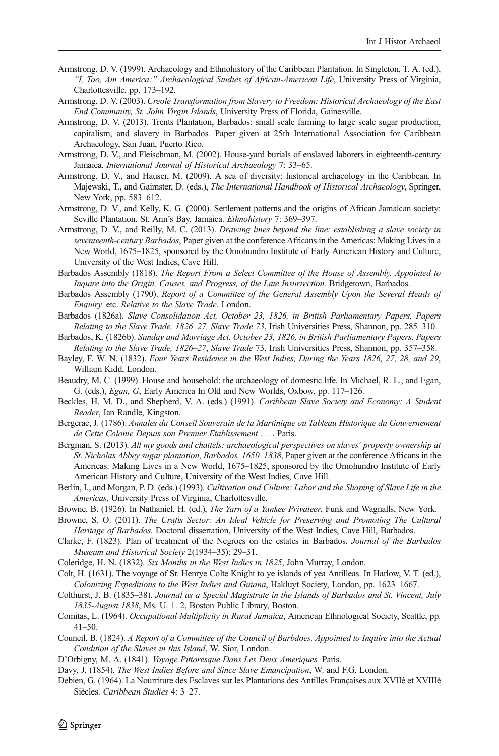Armstrong, D. V. (1999). Archaeology and Ethnohistory of the Caribbean Plantation. In Singleton, T. A. (ed.), *"I, Too, Am America:" Archaeological Studies of African-American Life*, University Press of Virginia, Charlottesville, pp. 173–192.

Armstrong, D. V. (2003). *Creole Transformation from Slavery to Freedom: Historical Archaeology of the East End Community, St. John Virgin Islands*, University Press of Florida, Gainesville.

Armstrong, D. V. (2013). Trents Plantation, Barbados: small scale farming to large scale sugar production, capitalism, and slavery in Barbados. Paper given at 25th International Association for Caribbean Archaeology, San Juan, Puerto Rico.

Armstrong, D. V., and Fleischman, M. (2002). House-yard burials of enslaved laborers in eighteenth-century Jamaica. *International Journal of Historical Archaeology* 7: 33–65.

Armstrong, D. V., and Hauser, M. (2009). A sea of diversity: historical archaeology in the Caribbean. In Majewski, T., and Gaimster, D. (eds.), *The International Handbook of Historical Archaeology*, Springer, New York, pp. 583–612.

Armstrong, D. V., and Kelly, K. G. (2000). Settlement patterns and the origins of African Jamaican society: Seville Plantation, St. Ann's Bay, Jamaica. *Ethnohistory* 7: 369–397.

Armstrong, D. V., and Reilly, M. C. (2013). *Drawing lines beyond the line: establishing a slave society in seventeenth-century Barbados*, Paper given at the conference Africans in the Americas: Making Lives in a New World, 1675–1825, sponsored by the Omohundro Institute of Early American History and Culture, University of the West Indies, Cave Hill.

Barbados Assembly (1818). *The Report From a Select Committee of the House of Assembly, Appointed to Inquire into the Origin, Causes, and Progress, of the Late Insurrection.* Bridgetown, Barbados.

Barbados Assembly (1790). *Report of a Committee of the General Assembly Upon the Several Heads of Enquiry,* etc. *Relative to the Slave Trade*. London.

Barbados (1826a). *Slave Consolidation Act, October 23, 1826, in British Parliamentary Papers, Papers Relating to the Slave Trade, 1826–27, Slave Trade 73*, Irish Universities Press, Shannon, pp. 285–310.

Barbados, K. (1826b). *Sunday and Marriage Act, October 23, 1826, in British Parliamentary Papers*, *Papers Relating to the Slave Trade, 1826–27*, *Slave Trade* 73, Irish Universities Press, Shannon, pp. 357–358.

Bayley, F. W. N. (1832). *Four Years Residence in the West Indies, During the Years 1826, 27, 28, and 29*, William Kidd, London.

Beaudry, M. C. (1999). House and household: the archaeology of domestic life. In Michael, R. L., and Egan, G. (eds.), *Egan, G*, Early America In Old and New Worlds, Oxbow, pp. 117–126.

Beckles, H. M. D., and Shepherd, V. A. (eds.) (1991). *Caribbean Slave Society and Economy: A Student Reader*, Ian Randle, Kingston.

Bergerac, J. (1786). *Annales du Conseil Souverain de la Martinique ou Tableau Historique du Gouvernement de Cette Colonie Depuis son Premier Etablissement . . .*. Paris.

Bergman, S. (2013). *All my goods and chattels: archaeological perspectives on slaves' property ownership at St. Nicholas Abbey sugar plantation, Barbados, 1650–1838*, Paper given at the conference Africans in the Americas: Making Lives in a New World, 1675–1825, sponsored by the Omohundro Institute of Early American History and Culture, University of the West Indies, Cave Hill.

Berlin, I., and Morgan, P. D. (eds.) (1993). *Cultivation and Culture: Labor and the Shaping of Slave Life in the Americas*, University Press of Virginia, Charlottesville.

Browne, B. (1926). In Nathaniel, H. (ed.), *The Yarn of a Yankee Privateer*, Funk and Wagnalls, New York.

Browne, S. O. (2011). *The Crafts Sector: An Ideal Vehicle for Preserving and Promoting The Cultural Heritage of Barbados.* Doctoral dissertation, University of the West Indies, Cave Hill, Barbados.

Clarke, F. (1823). Plan of treatment of the Negroes on the estates in Barbados. *Journal of the Barbados Museum and Historical Society* 2(1934–35): 29–31.

Coleridge, H. N. (1832). *Six Months in the West Indies in 1825*, John Murray, London.

Colt, H. (1631). The voyage of Sr. Henrye Colte Knight to ye islands of yea Antilleas. In Harlow, V. T. (ed.), *Colonizing Expeditions to the West Indies and Guiana*, Hakluyt Society, London, pp. 1623–1667.

Colthurst, J. B. (1835–38). *Journal as a Special Magistrate in the Islands of Barbados and St. Vincent, July 1835-August 1838*, Ms. U. 1. 2, Boston Public Library, Boston.

Comitas, L. (1964). *Occupational Multiplicity in Rural Jamaica*, American Ethnological Society, Seattle, pp. 41–50.

Council, B. (1824). *A Report of a Committee of the Council of Barbdoes, Appointed to Inquire into the Actual Condition of the Slaves in this Island*, W. Sior, London.

D'Orbigny, M. A. (1841). *Voyage Pittoresque Dans Les Deux Ameriques.* Paris.

Davy, J. (1854). *The West Indies Before and Since Slave Emancipation*, W. and F.G, London.

Debien, G. (1964). La Nourriture des Esclaves sur les Plantations des Antilles Françaises aux XVIIè et XVIIIè Siècles. *Caribbean Studies* 4: 3–27.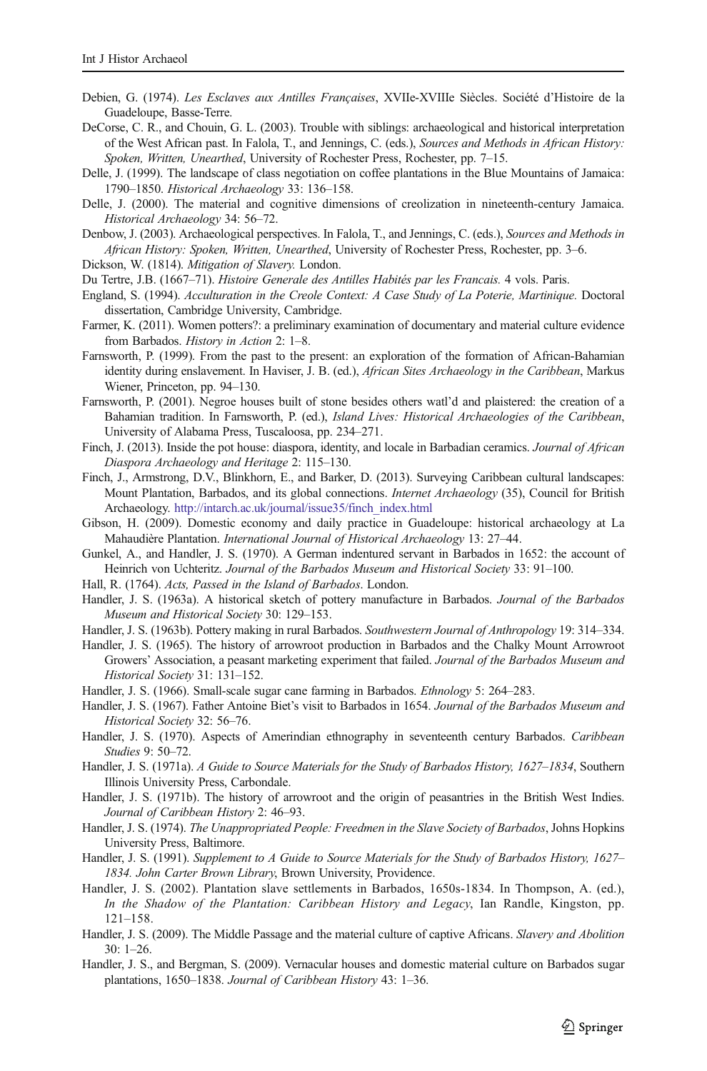Debien, G. (1974). *Les Esclaves aux Antilles Françaises*, XVIIe-XVIIIe Siècles. Société d'Histoire de la Guadeloupe, Basse-Terre.

DeCorse, C. R., and Chouin, G. L. (2003). Trouble with siblings: archaeological and historical interpretation of the West African past. In Falola, T., and Jennings, C. (eds.), *Sources and Methods in African History: Spoken, Written, Unearthed*, University of Rochester Press, Rochester, pp. 7–15.

Delle, J. (1999). The landscape of class negotiation on coffee plantations in the Blue Mountains of Jamaica: 1790–1850. *Historical Archaeology* 33: 136–158.

Delle, J. (2000). The material and cognitive dimensions of creolization in nineteenth-century Jamaica. *Historical Archaeology* 34: 56–72.

Denbow, J. (2003). Archaeological perspectives. In Falola, T., and Jennings, C. (eds.), *Sources and Methods in African History: Spoken, Written, Unearthed*, University of Rochester Press, Rochester, pp. 3–6.

Dickson, W. (1814). *Mitigation of Slavery.* London.

Du Tertre, J.B. (1667–71). *Histoire Generale des Antilles Habités par les Francais.* 4 vols. Paris.

England, S. (1994). *Acculturation in the Creole Context: A Case Study of La Poterie, Martinique.* Doctoral dissertation, Cambridge University, Cambridge.

Farmer, K. (2011). Women potters?: a preliminary examination of documentary and material culture evidence from Barbados. *History in Action* 2: 1–8.

Farnsworth, P. (1999). From the past to the present: an exploration of the formation of African-Bahamian identity during enslavement. In Haviser, J. B. (ed.), *African Sites Archaeology in the Caribbean*, Markus Wiener, Princeton, pp. 94–130.

Farnsworth, P. (2001). Negroe houses built of stone besides others watl'd and plaistered: the creation of a Bahamian tradition. In Farnsworth, P. (ed.), *Island Lives: Historical Archaeologies of the Caribbean*, University of Alabama Press, Tuscaloosa, pp. 234–271.

Finch, J. (2013). Inside the pot house: diaspora, identity, and locale in Barbadian ceramics. *Journal of African Diaspora Archaeology and Heritage* 2: 115–130.

Finch, J., Armstrong, D.V., Blinkhorn, E., and Barker, D. (2013). Surveying Caribbean cultural landscapes: Mount Plantation, Barbados, and its global connections. *Internet Archaeology* (35), Council for British Archaeology. http://intarch.ac.uk/journal/issue35/finch_index.html

Gibson, H. (2009). Domestic economy and daily practice in Guadeloupe: historical archaeology at La Mahaudière Plantation. *International Journal of Historical Archaeology* 13: 27–44.

Gunkel, A., and Handler, J. S. (1970). A German indentured servant in Barbados in 1652: the account of Heinrich von Uchteritz. *Journal of the Barbados Museum and Historical Society* 33: 91–100.

Hall, R. (1764). *Acts, Passed in the Island of Barbados*. London.

Handler, J. S. (1963a). A historical sketch of pottery manufacture in Barbados. *Journal of the Barbados Museum and Historical Society* 30: 129–153.

Handler, J. S. (1963b). Pottery making in rural Barbados. *Southwestern Journal of Anthropology* 19: 314–334.

Handler, J. S. (1965). The history of arrowroot production in Barbados and the Chalky Mount Arrowroot Growers' Association, a peasant marketing experiment that failed. *Journal of the Barbados Museum and Historical Society* 31: 131–152.

Handler, J. S. (1966). Small-scale sugar cane farming in Barbados. *Ethnology* 5: 264–283.

Handler, J. S. (1967). Father Antoine Biet's visit to Barbados in 1654. *Journal of the Barbados Museum and Historical Society* 32: 56–76.

Handler, J. S. (1970). Aspects of Amerindian ethnography in seventeenth century Barbados. *Caribbean Studies* 9: 50–72.

Handler, J. S. (1971a). *A Guide to Source Materials for the Study of Barbados History, 1627–1834*, Southern Illinois University Press, Carbondale.

Handler, J. S. (1971b). The history of arrowroot and the origin of peasantries in the British West Indies. *Journal of Caribbean History* 2: 46–93.

Handler, J. S. (1974). *The Unappropriated People: Freedmen in the Slave Society of Barbados*, Johns Hopkins University Press, Baltimore.

Handler, J. S. (1991). *Supplement to A Guide to Source Materials for the Study of Barbados History, 1627–1834. John Carter Brown Library*, Brown University, Providence.

Handler, J. S. (2002). Plantation slave settlements in Barbados, 1650s-1834. In Thompson, A. (ed.), *In the Shadow of the Plantation: Caribbean History and Legacy*, Ian Randle, Kingston, pp. 121–158.

Handler, J. S. (2009). The Middle Passage and the material culture of captive Africans. *Slavery and Abolition* 30: 1–26.

Handler, J. S., and Bergman, S. (2009). Vernacular houses and domestic material culture on Barbados sugar plantations, 1650–1838. *Journal of Caribbean History* 43: 1–36.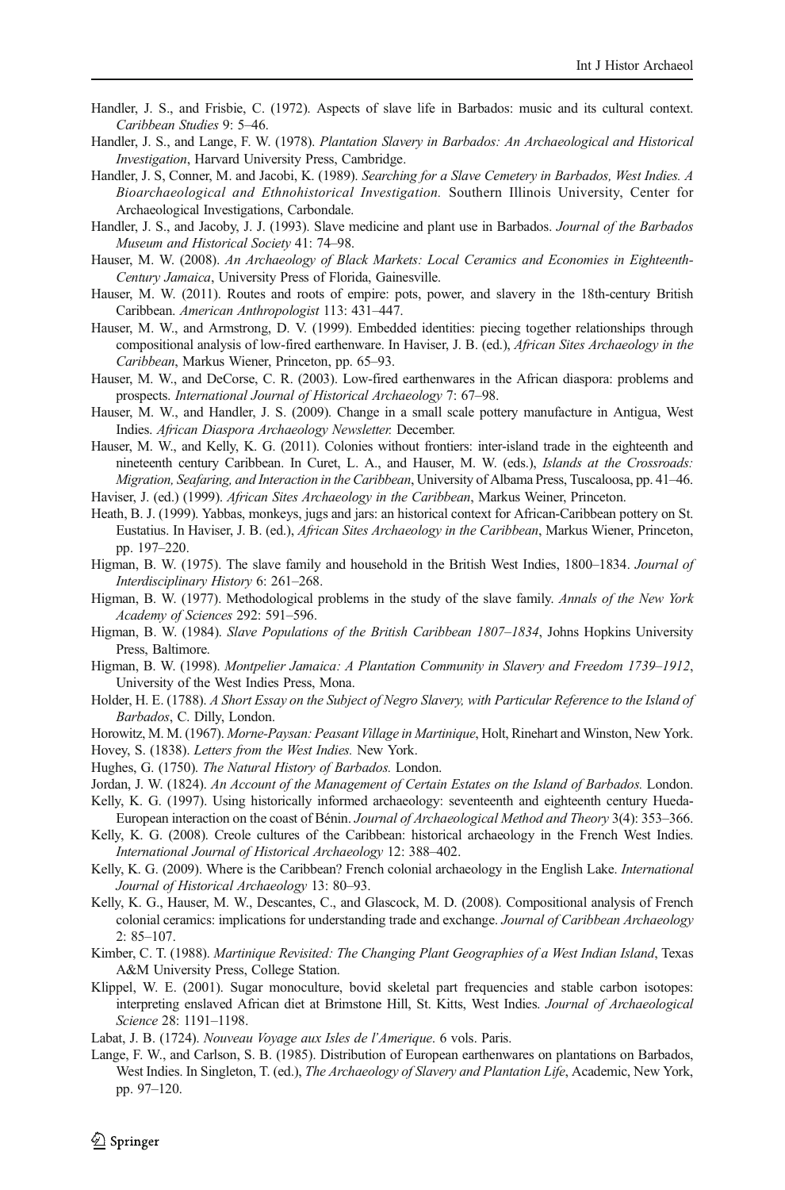Handler, J. S., and Frisbie, C. (1972). Aspects of slave life in Barbados: music and its cultural context. *Caribbean Studies* 9: 5–46.

Handler, J. S., and Lange, F. W. (1978). *Plantation Slavery in Barbados: An Archaeological and Historical Investigation*, Harvard University Press, Cambridge.

Handler, J. S, Conner, M. and Jacobi, K. (1989). *Searching for a Slave Cemetery in Barbados, West Indies. A Bioarchaeological and Ethnohistorical Investigation.* Southern Illinois University, Center for Archaeological Investigations, Carbondale.

Handler, J. S., and Jacoby, J. J. (1993). Slave medicine and plant use in Barbados. *Journal of the Barbados Museum and Historical Society* 41: 74–98.

Hauser, M. W. (2008). *An Archaeology of Black Markets: Local Ceramics and Economies in Eighteenth-Century Jamaica*, University Press of Florida, Gainesville.

Hauser, M. W. (2011). Routes and roots of empire: pots, power, and slavery in the 18th-century British Caribbean. *American Anthropologist* 113: 431–447.

Hauser, M. W., and Armstrong, D. V. (1999). Embedded identities: piecing together relationships through compositional analysis of low-fired earthenware. In Haviser, J. B. (ed.), *African Sites Archaeology in the Caribbean*, Markus Wiener, Princeton, pp. 65–93.

Hauser, M. W., and DeCorse, C. R. (2003). Low-fired earthenwares in the African diaspora: problems and prospects. *International Journal of Historical Archaeology* 7: 67–98.

Hauser, M. W., and Handler, J. S. (2009). Change in a small scale pottery manufacture in Antigua, West Indies. *African Diaspora Archaeology Newsletter.* December.

Hauser, M. W., and Kelly, K. G. (2011). Colonies without frontiers: inter-island trade in the eighteenth and nineteenth century Caribbean. In Curet, L. A., and Hauser, M. W. (eds.), *Islands at the Crossroads: Migration, Seafaring, and Interaction in the Caribbean*, University of Albama Press, Tuscaloosa, pp. 41–46.

Haviser, J. (ed.) (1999). *African Sites Archaeology in the Caribbean*, Markus Weiner, Princeton.

Heath, B. J. (1999). Yabbas, monkeys, jugs and jars: an historical context for African-Caribbean pottery on St. Eustatius. In Haviser, J. B. (ed.), *African Sites Archaeology in the Caribbean*, Markus Wiener, Princeton, pp. 197–220.

Higman, B. W. (1975). The slave family and household in the British West Indies, 1800–1834. *Journal of Interdisciplinary History* 6: 261–268.

Higman, B. W. (1977). Methodological problems in the study of the slave family. *Annals of the New York Academy of Sciences* 292: 591–596.

Higman, B. W. (1984). *Slave Populations of the British Caribbean 1807–1834*, Johns Hopkins University Press, Baltimore.

Higman, B. W. (1998). *Montpelier Jamaica: A Plantation Community in Slavery and Freedom 1739–1912*, University of the West Indies Press, Mona.

Holder, H. E. (1788). *A Short Essay on the Subject of Negro Slavery, with Particular Reference to the Island of Barbados*, C. Dilly, London.

Horowitz, M. M. (1967). *Morne-Paysan: Peasant Village in Martinique*, Holt, Rinehart and Winston, New York.

Hovey, S. (1838). *Letters from the West Indies.* New York.

Hughes, G. (1750). *The Natural History of Barbados.* London.

Jordan, J. W. (1824). *An Account of the Management of Certain Estates on the Island of Barbados.* London.

Kelly, K. G. (1997). Using historically informed archaeology: seventeenth and eighteenth century Hueda-European interaction on the coast of Bénin. *Journal of Archaeological Method and Theory* 3(4): 353–366.

Kelly, K. G. (2008). Creole cultures of the Caribbean: historical archaeology in the French West Indies. *International Journal of Historical Archaeology* 12: 388–402.

Kelly, K. G. (2009). Where is the Caribbean? French colonial archaeology in the English Lake. *International Journal of Historical Archaeology* 13: 80–93.

Kelly, K. G., Hauser, M. W., Descantes, C., and Glascock, M. D. (2008). Compositional analysis of French colonial ceramics: implications for understanding trade and exchange. *Journal of Caribbean Archaeology* 2: 85–107.

Kimber, C. T. (1988). *Martinique Revisited: The Changing Plant Geographies of a West Indian Island*, Texas A&M University Press, College Station.

Klippel, W. E. (2001). Sugar monoculture, bovid skeletal part frequencies and stable carbon isotopes: interpreting enslaved African diet at Brimstone Hill, St. Kitts, West Indies. *Journal of Archaeological Science* 28: 1191–1198.

Labat, J. B. (1724). *Nouveau Voyage aux Isles de l'Amerique*. 6 vols. Paris.

Lange, F. W., and Carlson, S. B. (1985). Distribution of European earthenwares on plantations on Barbados, West Indies. In Singleton, T. (ed.), *The Archaeology of Slavery and Plantation Life*, Academic, New York, pp. 97–120.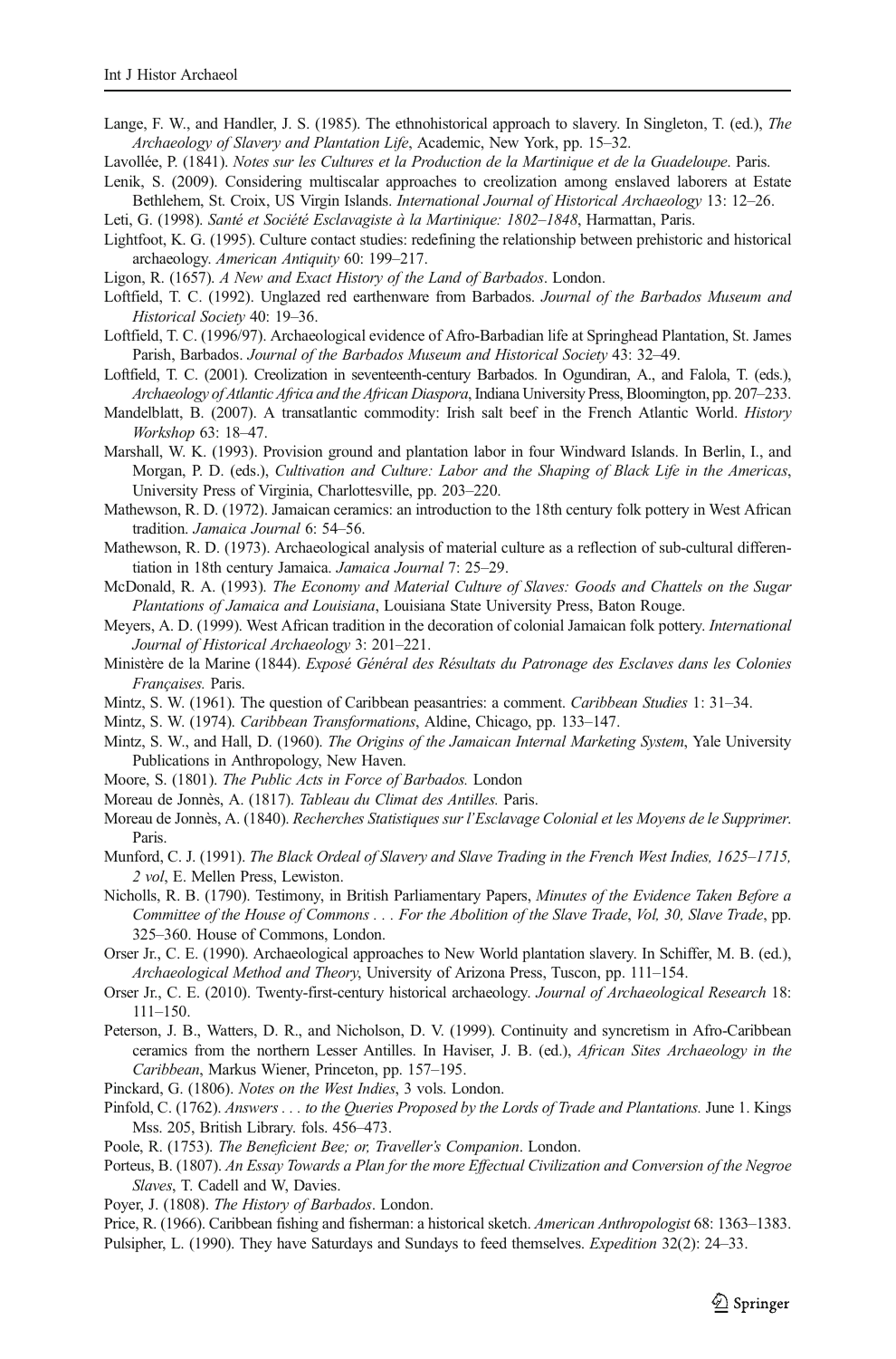Lange, F. W., and Handler, J. S. (1985). The ethnohistorical approach to slavery. In Singleton, T. (ed.), *The Archaeology of Slavery and Plantation Life*, Academic, New York, pp. 15–32.

Lavollée, P. (1841). *Notes sur les Cultures et la Production de la Martinique et de la Guadeloupe*. Paris.

Lenik, S. (2009). Considering multiscalar approaches to creolization among enslaved laborers at Estate Bethlehem, St. Croix, US Virgin Islands. *International Journal of Historical Archaeology* 13: 12–26.

Leti, G. (1998). *Santé et Société Esclavagiste à la Martinique: 1802–1848*, Harmattan, Paris.

Lightfoot, K. G. (1995). Culture contact studies: redefining the relationship between prehistoric and historical archaeology. *American Antiquity* 60: 199–217.

Ligon, R. (1657). *A New and Exact History of the Land of Barbados*. London.

Loftfield, T. C. (1992). Unglazed red earthenware from Barbados. *Journal of the Barbados Museum and Historical Society* 40: 19–36.

Loftfield, T. C. (1996/97). Archaeological evidence of Afro-Barbadian life at Springhead Plantation, St. James Parish, Barbados. *Journal of the Barbados Museum and Historical Society* 43: 32–49.

Loftfield, T. C. (2001). Creolization in seventeenth-century Barbados. In Ogundiran, A., and Falola, T. (eds.), *Archaeology of Atlantic Africa and the African Diaspora*, Indiana University Press, Bloomington, pp. 207–233.

Mandelblatt, B. (2007). A transatlantic commodity: Irish salt beef in the French Atlantic World. *History Workshop* 63: 18–47.

Marshall, W. K. (1993). Provision ground and plantation labor in four Windward Islands. In Berlin, I., and Morgan, P. D. (eds.), *Cultivation and Culture: Labor and the Shaping of Black Life in the Americas*, University Press of Virginia, Charlottesville, pp. 203–220.

Mathewson, R. D. (1972). Jamaican ceramics: an introduction to the 18th century folk pottery in West African tradition. *Jamaica Journal* 6: 54–56.

Mathewson, R. D. (1973). Archaeological analysis of material culture as a reflection of sub-cultural differentiation in 18th century Jamaica. *Jamaica Journal* 7: 25–29.

McDonald, R. A. (1993). *The Economy and Material Culture of Slaves: Goods and Chattels on the Sugar Plantations of Jamaica and Louisiana*, Louisiana State University Press, Baton Rouge.

Meyers, A. D. (1999). West African tradition in the decoration of colonial Jamaican folk pottery. *International Journal of Historical Archaeology* 3: 201–221.

Ministère de la Marine (1844). *Exposé Général des Résultats du Patronage des Esclaves dans les Colonies Françaises.* Paris.

Mintz, S. W. (1961). The question of Caribbean peasantries: a comment. *Caribbean Studies* 1: 31–34.

Mintz, S. W. (1974). *Caribbean Transformations*, Aldine, Chicago, pp. 133–147.

Mintz, S. W., and Hall, D. (1960). *The Origins of the Jamaican Internal Marketing System*, Yale University Publications in Anthropology, New Haven.

Moore, S. (1801). *The Public Acts in Force of Barbados.* London

Moreau de Jonnès, A. (1817). *Tableau du Climat des Antilles.* Paris.

Moreau de Jonnès, A. (1840). *Recherches Statistiques sur l'Esclavage Colonial et les Moyens de le Supprimer*. Paris.

Munford, C. J. (1991). *The Black Ordeal of Slavery and Slave Trading in the French West Indies, 1625–1715, 2 vol*, E. Mellen Press, Lewiston.

Nicholls, R. B. (1790). Testimony, in British Parliamentary Papers, *Minutes of the Evidence Taken Before a Committee of the House of Commons . . . For the Abolition of the Slave Trade*, *Vol, 30, Slave Trade*, pp. 325–360. House of Commons, London.

Orser Jr., C. E. (1990). Archaeological approaches to New World plantation slavery. In Schiffer, M. B. (ed.), *Archaeological Method and Theory*, University of Arizona Press, Tuscon, pp. 111–154.

Orser Jr., C. E. (2010). Twenty-first-century historical archaeology. *Journal of Archaeological Research* 18: 111–150.

Peterson, J. B., Watters, D. R., and Nicholson, D. V. (1999). Continuity and syncretism in Afro-Caribbean ceramics from the northern Lesser Antilles. In Haviser, J. B. (ed.), *African Sites Archaeology in the Caribbean*, Markus Wiener, Princeton, pp. 157–195.

Pinckard, G. (1806). *Notes on the West Indies*, 3 vols. London.

Pinfold, C. (1762). *Answers . . . to the Queries Proposed by the Lords of Trade and Plantations.* June 1. Kings Mss. 205, British Library. fols. 456–473.

Poole, R. (1753). *The Beneficient Bee; or, Traveller's Companion*. London.

Porteus, B. (1807). *An Essay Towards a Plan for the more Effectual Civilization and Conversion of the Negroe Slaves*, T. Cadell and W, Davies.

Poyer, J. (1808). *The History of Barbados*. London.

Price, R. (1966). Caribbean fishing and fisherman: a historical sketch. *American Anthropologist* 68: 1363–1383.

Pulsipher, L. (1990). They have Saturdays and Sundays to feed themselves. *Expedition* 32(2): 24–33.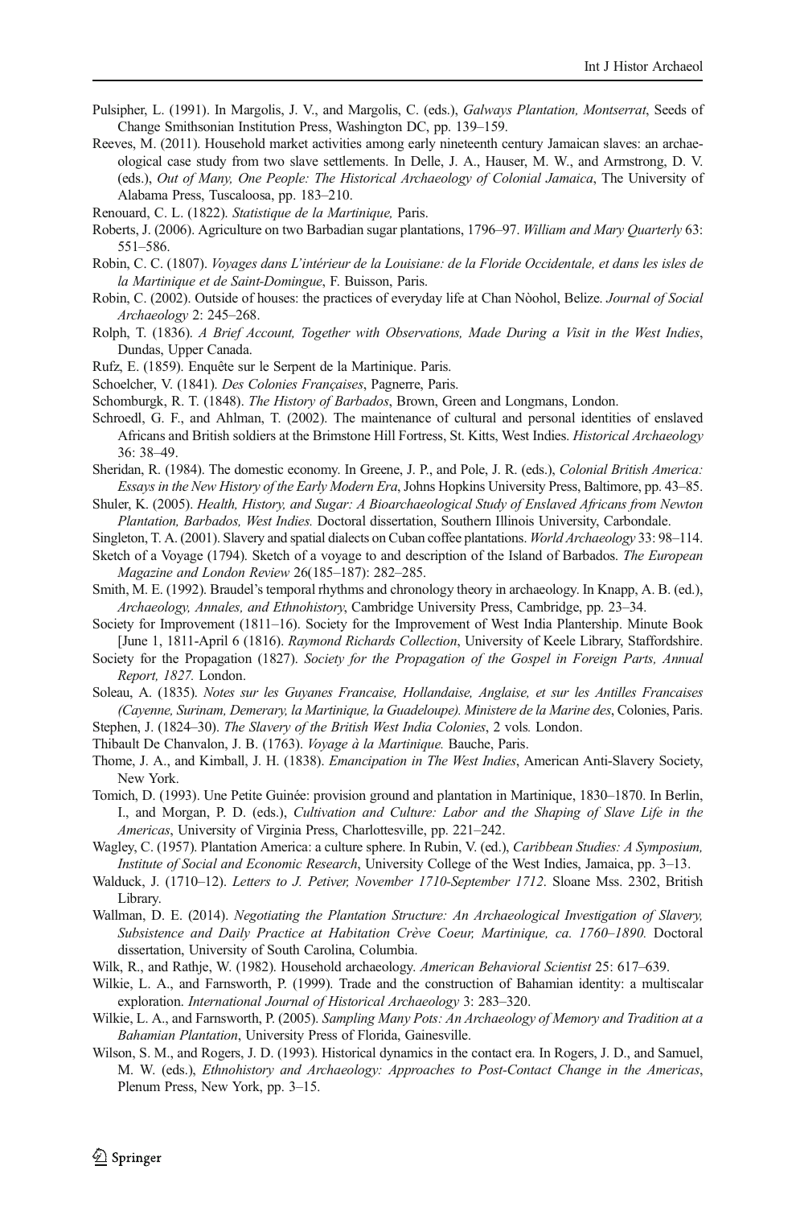Pulsipher, L. (1991). In Margolis, J. V., and Margolis, C. (eds.), *Galways Plantation, Montserrat*, Seeds of Change Smithsonian Institution Press, Washington DC, pp. 139–159.

Reeves, M. (2011). Household market activities among early nineteenth century Jamaican slaves: an archaeological case study from two slave settlements. In Delle, J. A., Hauser, M. W., and Armstrong, D. V. (eds.), *Out of Many, One People: The Historical Archaeology of Colonial Jamaica*, The University of Alabama Press, Tuscaloosa, pp. 183–210.

Renouard, C. L. (1822). *Statistique de la Martinique,* Paris.

Roberts, J. (2006). Agriculture on two Barbadian sugar plantations, 1796–97. *William and Mary Quarterly* 63: 551–586.

Robin, C. C. (1807). *Voyages dans L'intérieur de la Louisiane: de la Floride Occidentale, et dans les isles de la Martinique et de Saint-Domingue*, F. Buisson, Paris.

Robin, C. (2002). Outside of houses: the practices of everyday life at Chan Nòohol, Belize. *Journal of Social Archaeology* 2: 245–268.

Rolph, T. (1836). *A Brief Account, Together with Observations, Made During a Visit in the West Indies*, Dundas, Upper Canada.

Rufz, E. (1859). Enquête sur le Serpent de la Martinique. Paris.

Schoelcher, V. (1841). *Des Colonies Françaises*, Pagnerre, Paris.

Schomburgk, R. T. (1848). *The History of Barbados*, Brown, Green and Longmans, London.

Schroedl, G. F., and Ahlman, T. (2002). The maintenance of cultural and personal identities of enslaved Africans and British soldiers at the Brimstone Hill Fortress, St. Kitts, West Indies. *Historical Archaeology* 36: 38–49.

Sheridan, R. (1984). The domestic economy. In Greene, J. P., and Pole, J. R. (eds.), *Colonial British America: Essays in the New History of the Early Modern Era*, Johns Hopkins University Press, Baltimore, pp. 43–85.

Shuler, K. (2005). *Health, History, and Sugar: A Bioarchaeological Study of Enslaved Africans from Newton Plantation, Barbados, West Indies.* Doctoral dissertation, Southern Illinois University, Carbondale.

Singleton, T. A. (2001). Slavery and spatial dialects on Cuban coffee plantations. *World Archaeology* 33: 98–114.

Sketch of a Voyage (1794). Sketch of a voyage to and description of the Island of Barbados. *The European Magazine and London Review* 26(185–187): 282–285.

Smith, M. E. (1992). Braudel's temporal rhythms and chronology theory in archaeology. In Knapp, A. B. (ed.), *Archaeology, Annales, and Ethnohistory*, Cambridge University Press, Cambridge, pp. 23–34.

Society for Improvement (1811–16). Society for the Improvement of West India Plantership. Minute Book [June 1, 1811-April 6 (1816). *Raymond Richards Collection*, University of Keele Library, Staffordshire.

Society for the Propagation (1827). *Society for the Propagation of the Gospel in Foreign Parts, Annual Report, 1827.* London.

Soleau, A. (1835). *Notes sur les Guyanes Francaise, Hollandaise, Anglaise, et sur les Antilles Francaises (Cayenne, Surinam, Demerary, la Martinique, la Guadeloupe). Ministere de la Marine des*, Colonies, Paris.

Stephen, J. (1824–30). *The Slavery of the British West India Colonies*, 2 vols*.* London.

Thibault De Chanvalon, J. B. (1763). *Voyage à la Martinique.* Bauche, Paris.

Thome, J. A., and Kimball, J. H. (1838). *Emancipation in The West Indies*, American Anti-Slavery Society, New York.

Tomich, D. (1993). Une Petite Guinée: provision ground and plantation in Martinique, 1830–1870. In Berlin, I., and Morgan, P. D. (eds.), *Cultivation and Culture: Labor and the Shaping of Slave Life in the Americas*, University of Virginia Press, Charlottesville, pp. 221–242.

Wagley, C. (1957). Plantation America: a culture sphere. In Rubin, V. (ed.), *Caribbean Studies: A Symposium, Institute of Social and Economic Research*, University College of the West Indies, Jamaica, pp. 3–13.

Walduck, J. (1710–12). *Letters to J. Petiver, November 1710-September 1712*. Sloane Mss. 2302, British Library.

Wallman, D. E. (2014). *Negotiating the Plantation Structure: An Archaeological Investigation of Slavery, Subsistence and Daily Practice at Habitation Crève Coeur, Martinique, ca. 1760–1890.* Doctoral dissertation, University of South Carolina, Columbia.

Wilk, R., and Rathje, W. (1982). Household archaeology. *American Behavioral Scientist* 25: 617–639.

Wilkie, L. A., and Farnsworth, P. (1999). Trade and the construction of Bahamian identity: a multiscalar exploration. *International Journal of Historical Archaeology* 3: 283–320.

Wilkie, L. A., and Farnsworth, P. (2005). *Sampling Many Pots: An Archaeology of Memory and Tradition at a Bahamian Plantation*, University Press of Florida, Gainesville.

Wilson, S. M., and Rogers, J. D. (1993). Historical dynamics in the contact era. In Rogers, J. D., and Samuel, M. W. (eds.), *Ethnohistory and Archaeology: Approaches to Post-Contact Change in the Americas*, Plenum Press, New York, pp. 3–15.